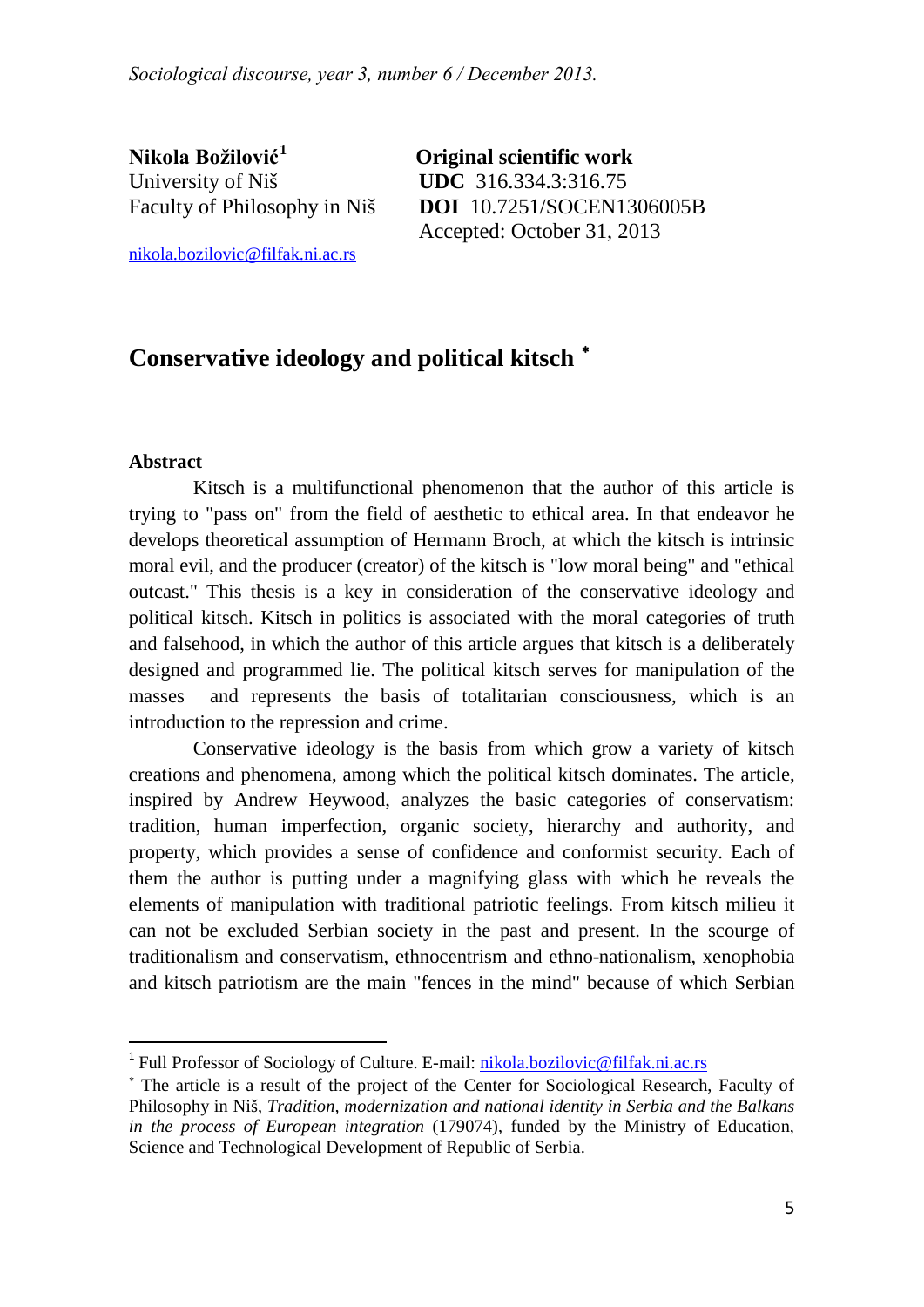**Nikola Božilović**[1]
University of Niš
Faculty of Philosophy in Niš

nikola.bozilovic@filfak.ni.ac.rs

**Original scientific work**
**UDC** 316.334.3:316.75
**DOI** 10.7251/SOCEN1306005B
Accepted: October 31, 2013

# Conservative ideology and political kitsch [*]

### Abstract

Kitsch is a multifunctional phenomenon that the author of this article is trying to "pass on" from the field of aesthetic to ethical area. In that endeavor he develops theoretical assumption of Hermann Broch, at which the kitsch is intrinsic moral evil, and the producer (creator) of the kitsch is "low moral being" and "ethical outcast." This thesis is a key in consideration of the conservative ideology and political kitsch. Kitsch in politics is associated with the moral categories of truth and falsehood, in which the author of this article argues that kitsch is a deliberately designed and programmed lie. The political kitsch serves for manipulation of the masses and represents the basis of totalitarian consciousness, which is an introduction to the repression and crime.

Conservative ideology is the basis from which grow a variety of kitsch creations and phenomena, among which the political kitsch dominates. The article, inspired by Andrew Heywood, analyzes the basic categories of conservatism: tradition, human imperfection, organic society, hierarchy and authority, and property, which provides a sense of confidence and conformist security. Each of them the author is putting under a magnifying glass with which he reveals the elements of manipulation with traditional patriotic feelings. From kitsch milieu it can not be excluded Serbian society in the past and present. In the scourge of traditionalism and conservatism, ethnocentrism and ethno-nationalism, xenophobia and kitsch patriotism are the main "fences in the mind" because of which Serbian

---

[1] Full Professor of Sociology of Culture. E-mail: nikola.bozilovic@filfak.ni.ac.rs

[*] The article is a result of the project of the Center for Sociological Research, Faculty of Philosophy in Niš, *Tradition, modernization and national identity in Serbia and the Balkans in the process of European integration* (179074), funded by the Ministry of Education, Science and Technological Development of Republic of Serbia.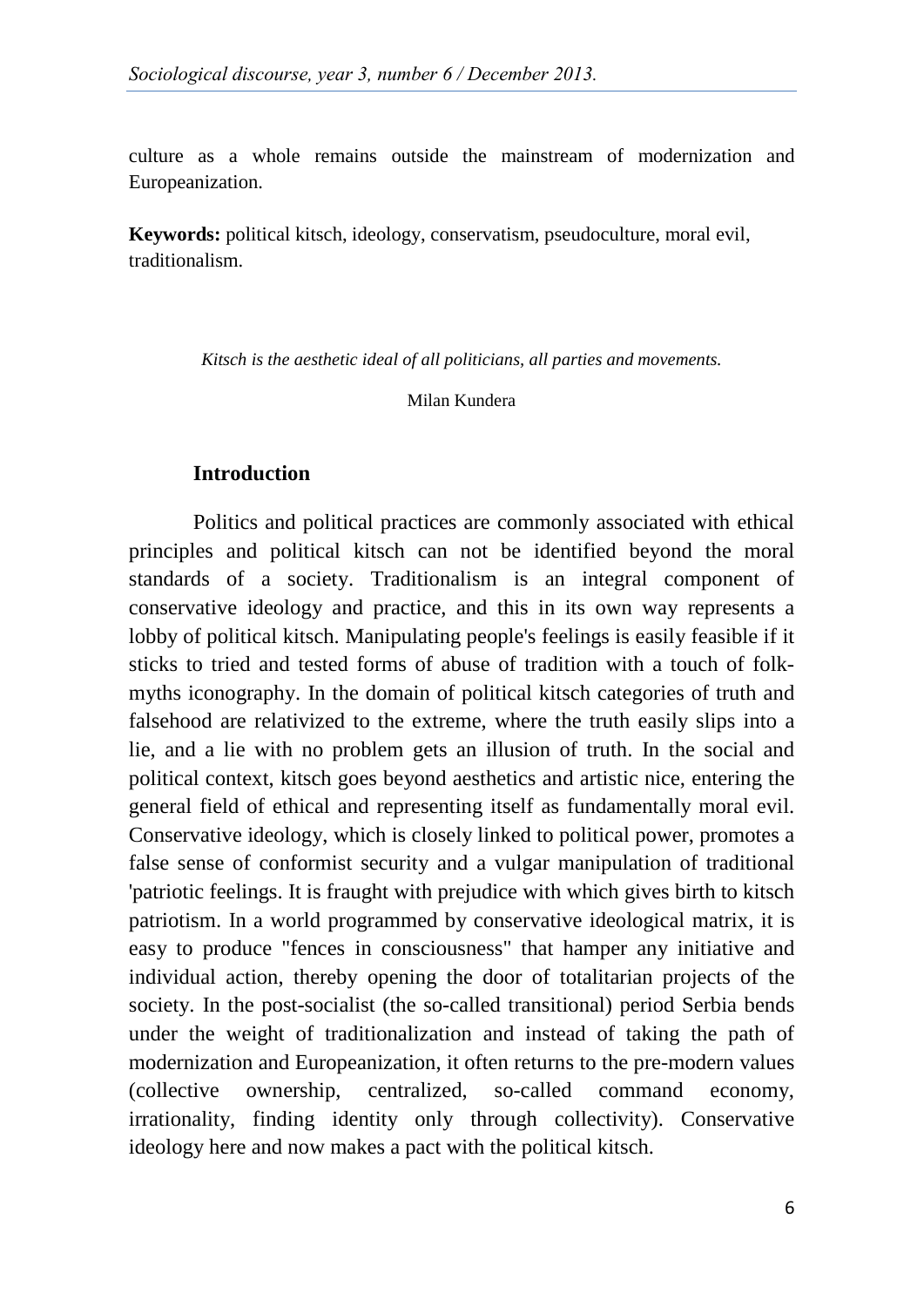culture as a whole remains outside the mainstream of modernization and Europeanization.

**Keywords:** political kitsch, ideology, conservatism, pseudoculture, moral evil, traditionalism.

*Kitsch is the aesthetic ideal of all politicians, all parties and movements.*

Milan Kundera

## Introduction

Politics and political practices are commonly associated with ethical principles and political kitsch can not be identified beyond the moral standards of a society. Traditionalism is an integral component of conservative ideology and practice, and this in its own way represents a lobby of political kitsch. Manipulating people's feelings is easily feasible if it sticks to tried and tested forms of abuse of tradition with a touch of folk-myths iconography. In the domain of political kitsch categories of truth and falsehood are relativized to the extreme, where the truth easily slips into a lie, and a lie with no problem gets an illusion of truth. In the social and political context, kitsch goes beyond aesthetics and artistic nice, entering the general field of ethical and representing itself as fundamentally moral evil. Conservative ideology, which is closely linked to political power, promotes a false sense of conformist security and a vulgar manipulation of traditional 'patriotic feelings. It is fraught with prejudice with which gives birth to kitsch patriotism. In a world programmed by conservative ideological matrix, it is easy to produce "fences in consciousness" that hamper any initiative and individual action, thereby opening the door of totalitarian projects of the society. In the post-socialist (the so-called transitional) period Serbia bends under the weight of traditionalization and instead of taking the path of modernization and Europeanization, it often returns to the pre-modern values (collective ownership, centralized, so-called command economy, irrationality, finding identity only through collectivity). Conservative ideology here and now makes a pact with the political kitsch.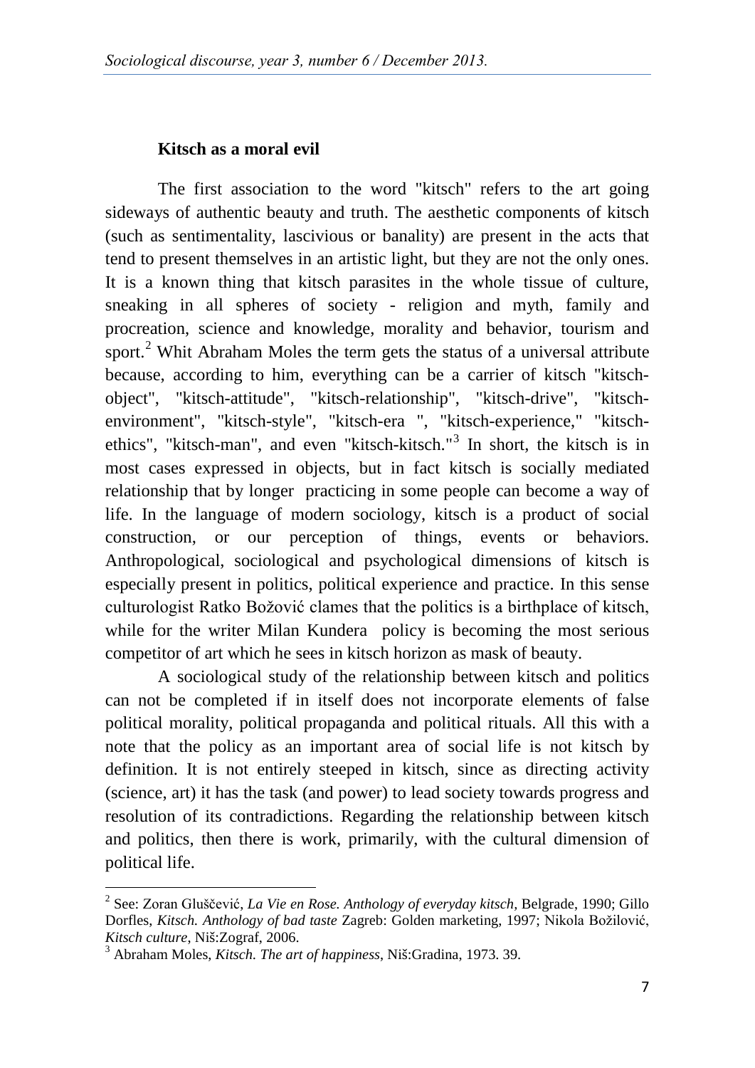### Kitsch as a moral evil

The first association to the word "kitsch" refers to the art going sideways of authentic beauty and truth. The aesthetic components of kitsch (such as sentimentality, lascivious or banality) are present in the acts that tend to present themselves in an artistic light, but they are not the only ones. It is a known thing that kitsch parasites in the whole tissue of culture, sneaking in all spheres of society - religion and myth, family and procreation, science and knowledge, morality and behavior, tourism and sport.[2] Whit Abraham Moles the term gets the status of a universal attribute because, according to him, everything can be a carrier of kitsch "kitsch-object", "kitsch-attitude", "kitsch-relationship", "kitsch-drive", "kitsch-environment", "kitsch-style", "kitsch-era ", "kitsch-experience," "kitsch-ethics", "kitsch-man", and even "kitsch-kitsch."[3] In short, the kitsch is in most cases expressed in objects, but in fact kitsch is socially mediated relationship that by longer practicing in some people can become a way of life. In the language of modern sociology, kitsch is a product of social construction, or our perception of things, events or behaviors. Anthropological, sociological and psychological dimensions of kitsch is especially present in politics, political experience and practice. In this sense culturologist Ratko Božović clames that the politics is a birthplace of kitsch, while for the writer Milan Kundera policy is becoming the most serious competitor of art which he sees in kitsch horizon as mask of beauty.

A sociological study of the relationship between kitsch and politics can not be completed if in itself does not incorporate elements of false political morality, political propaganda and political rituals. All this with a note that the policy as an important area of social life is not kitsch by definition. It is not entirely steeped in kitsch, since as directing activity (science, art) it has the task (and power) to lead society towards progress and resolution of its contradictions. Regarding the relationship between kitsch and politics, then there is work, primarily, with the cultural dimension of political life.

---

[2] See: Zoran Gluščević, *La Vie en Rose. Anthology of everyday kitsch*, Belgrade, 1990; Gillo Dorfles, *Kitsch. Anthology of bad taste* Zagreb: Golden marketing, 1997; Nikola Božilović, *Kitsch culture*, Niš:Zograf, 2006.

[3] Abraham Moles, *Kitsch. The art of happiness*, Niš:Gradina, 1973. 39.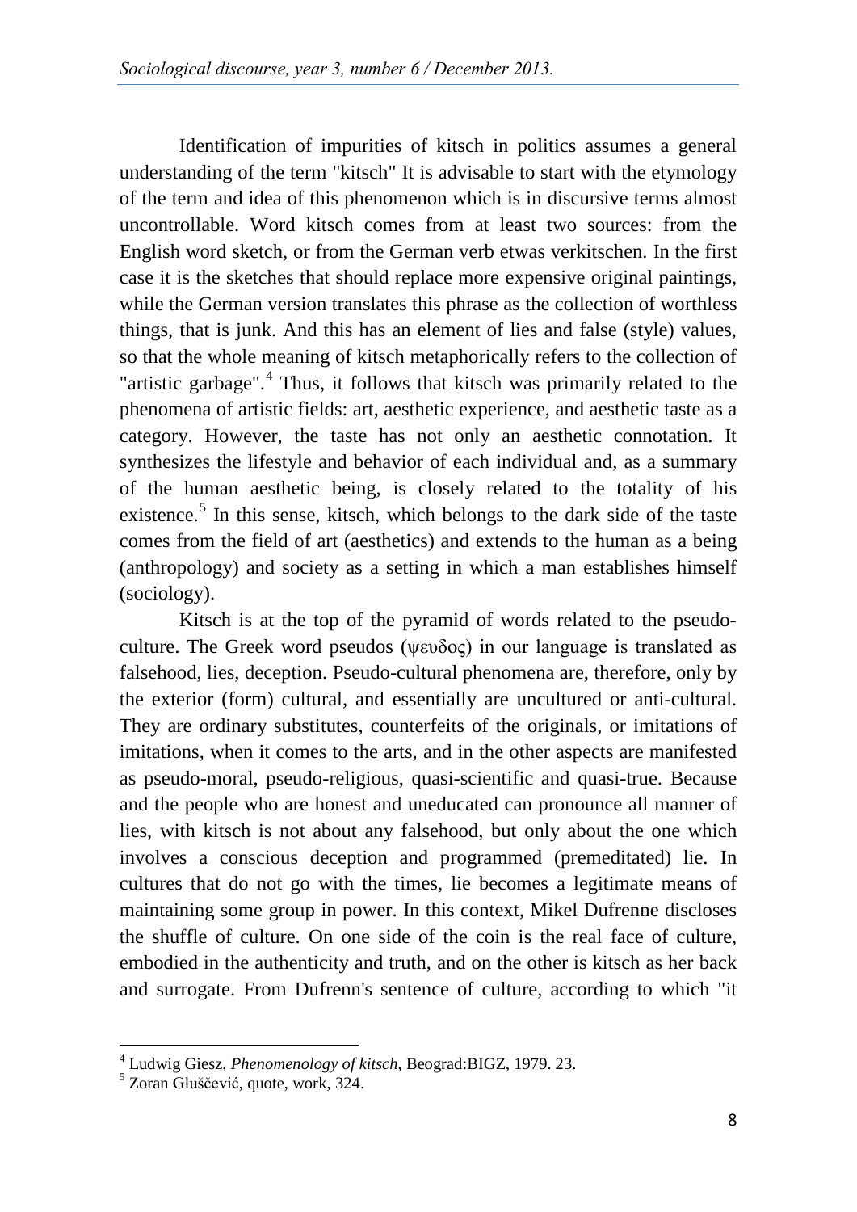Identification of impurities of kitsch in politics assumes a general understanding of the term "kitsch" It is advisable to start with the etymology of the term and idea of this phenomenon which is in discursive terms almost uncontrollable. Word kitsch comes from at least two sources: from the English word sketch, or from the German verb etwas verkitschen. In the first case it is the sketches that should replace more expensive original paintings, while the German version translates this phrase as the collection of worthless things, that is junk. And this has an element of lies and false (style) values, so that the whole meaning of kitsch metaphorically refers to the collection of "artistic garbage".[4] Thus, it follows that kitsch was primarily related to the phenomena of artistic fields: art, aesthetic experience, and aesthetic taste as a category. However, the taste has not only an aesthetic connotation. It synthesizes the lifestyle and behavior of each individual and, as a summary of the human aesthetic being, is closely related to the totality of his existence.[5] In this sense, kitsch, which belongs to the dark side of the taste comes from the field of art (aesthetics) and extends to the human as a being (anthropology) and society as a setting in which a man establishes himself (sociology).

Kitsch is at the top of the pyramid of words related to the pseudo-culture. The Greek word pseudos (ψευδος) in our language is translated as falsehood, lies, deception. Pseudo-cultural phenomena are, therefore, only by the exterior (form) cultural, and essentially are uncultured or anti-cultural. They are ordinary substitutes, counterfeits of the originals, or imitations of imitations, when it comes to the arts, and in the other aspects are manifested as pseudo-moral, pseudo-religious, quasi-scientific and quasi-true. Because and the people who are honest and uneducated can pronounce all manner of lies, with kitsch is not about any falsehood, but only about the one which involves a conscious deception and programmed (premeditated) lie. In cultures that do not go with the times, lie becomes a legitimate means of maintaining some group in power. In this context, Mikel Dufrenne discloses the shuffle of culture. On one side of the coin is the real face of culture, embodied in the authenticity and truth, and on the other is kitsch as her back and surrogate. From Dufrenn's sentence of culture, according to which "it

---

[4] Ludwig Giesz, *Phenomenology of kitsch*, Beograd:BIGZ, 1979. 23.

[5] Zoran Gluščević, quote, work, 324.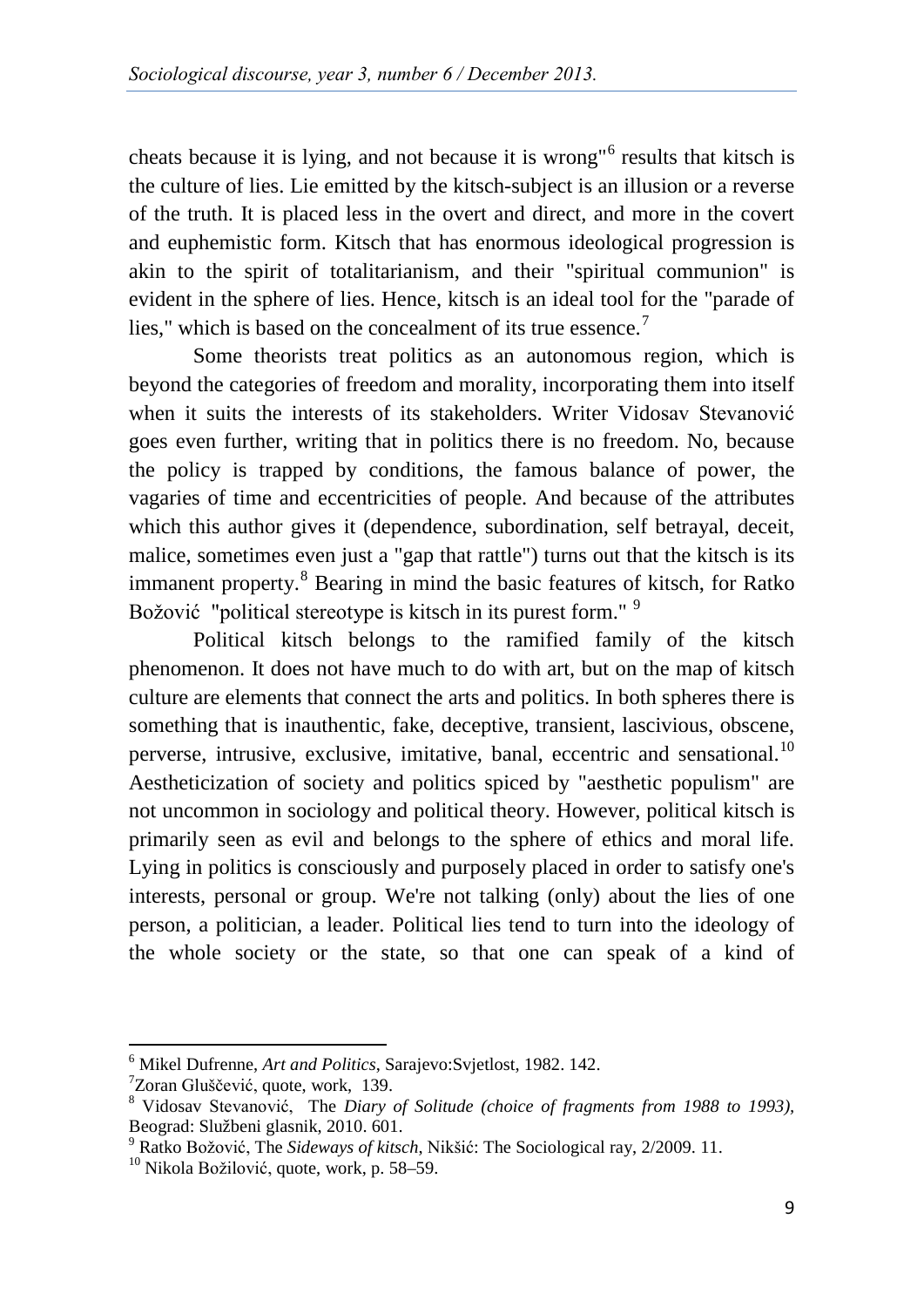cheats because it is lying, and not because it is wrong"[6] results that kitsch is the culture of lies. Lie emitted by the kitsch-subject is an illusion or a reverse of the truth. It is placed less in the overt and direct, and more in the covert and euphemistic form. Kitsch that has enormous ideological progression is akin to the spirit of totalitarianism, and their "spiritual communion" is evident in the sphere of lies. Hence, kitsch is an ideal tool for the "parade of lies," which is based on the concealment of its true essence.[7]

Some theorists treat politics as an autonomous region, which is beyond the categories of freedom and morality, incorporating them into itself when it suits the interests of its stakeholders. Writer Vidosav Stevanović goes even further, writing that in politics there is no freedom. No, because the policy is trapped by conditions, the famous balance of power, the vagaries of time and eccentricities of people. And because of the attributes which this author gives it (dependence, subordination, self betrayal, deceit, malice, sometimes even just a "gap that rattle") turns out that the kitsch is its immanent property.[8] Bearing in mind the basic features of kitsch, for Ratko Božović "political stereotype is kitsch in its purest form." [9]

Political kitsch belongs to the ramified family of the kitsch phenomenon. It does not have much to do with art, but on the map of kitsch culture are elements that connect the arts and politics. In both spheres there is something that is inauthentic, fake, deceptive, transient, lascivious, obscene, perverse, intrusive, exclusive, imitative, banal, eccentric and sensational.[10] Aestheticization of society and politics spiced by "aesthetic populism" are not uncommon in sociology and political theory. However, political kitsch is primarily seen as evil and belongs to the sphere of ethics and moral life. Lying in politics is consciously and purposely placed in order to satisfy one's interests, personal or group. We're not talking (only) about the lies of one person, a politician, a leader. Political lies tend to turn into the ideology of the whole society or the state, so that one can speak of a kind of

---

[6] Mikel Dufrenne, *Art and Politics*, Sarajevo:Svjetlost, 1982. 142.

[7] Zoran Gluščević, quote, work, 139.

[8] Vidosav Stevanović, The *Diary of Solitude (choice of fragments from 1988 to 1993)*, Beograd: Službeni glasnik, 2010. 601.

[9] Ratko Božović, The *Sideways of kitsch*, Nikšić: The Sociological ray, 2/2009. 11.

[10] Nikola Božilović, quote, work, p. 58–59.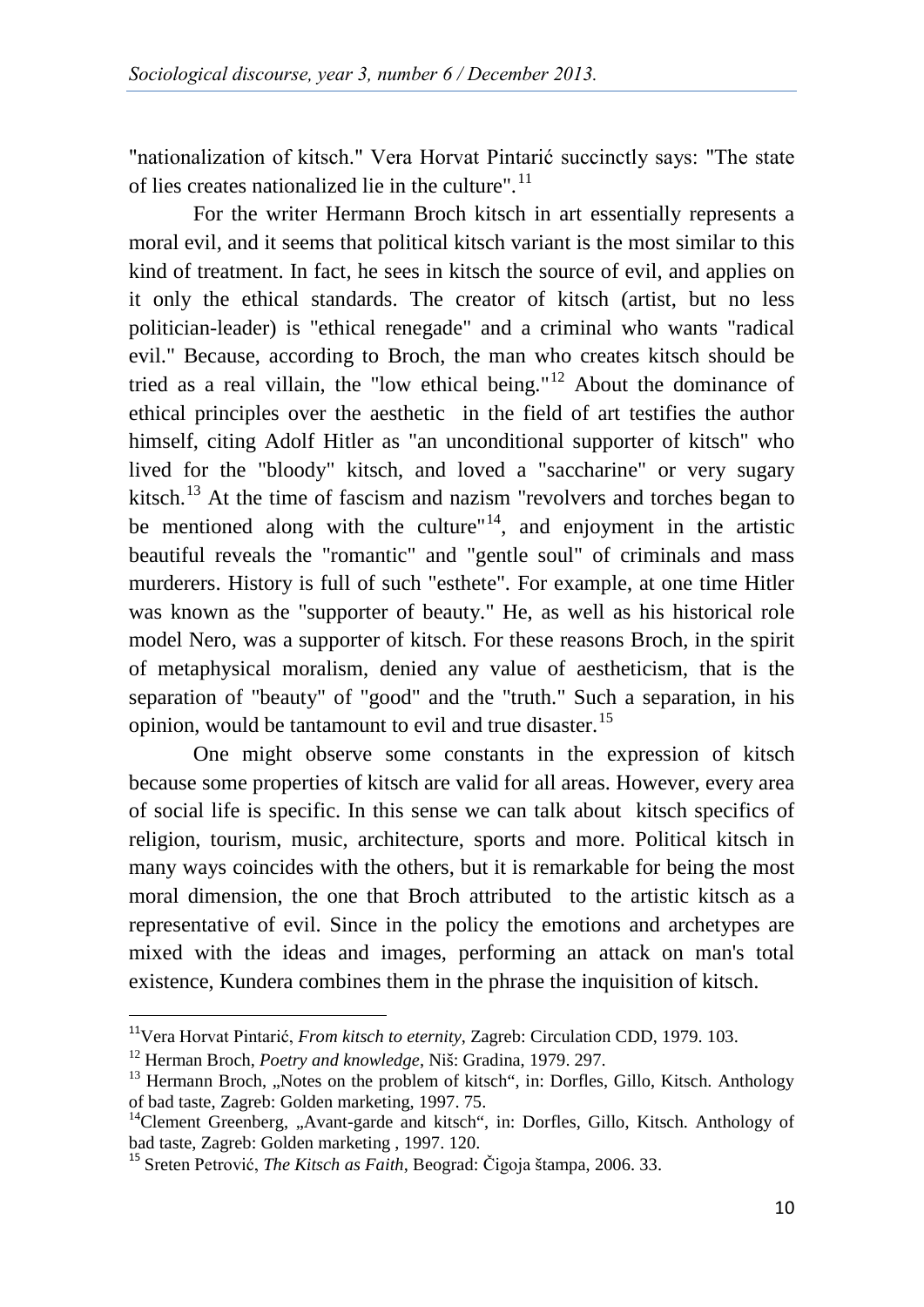"nationalization of kitsch." Vera Horvat Pintarić succinctly says: "The state of lies creates nationalized lie in the culture".[11]

For the writer Hermann Broch kitsch in art essentially represents a moral evil, and it seems that political kitsch variant is the most similar to this kind of treatment. In fact, he sees in kitsch the source of evil, and applies on it only the ethical standards. The creator of kitsch (artist, but no less politician-leader) is "ethical renegade" and a criminal who wants "radical evil." Because, according to Broch, the man who creates kitsch should be tried as a real villain, the "low ethical being."[12] About the dominance of ethical principles over the aesthetic in the field of art testifies the author himself, citing Adolf Hitler as "an unconditional supporter of kitsch" who lived for the "bloody" kitsch, and loved a "saccharine" or very sugary kitsch.[13] At the time of fascism and nazism "revolvers and torches began to be mentioned along with the culture"[14], and enjoyment in the artistic beautiful reveals the "romantic" and "gentle soul" of criminals and mass murderers. History is full of such "esthete". For example, at one time Hitler was known as the "supporter of beauty." He, as well as his historical role model Nero, was a supporter of kitsch. For these reasons Broch, in the spirit of metaphysical moralism, denied any value of aestheticism, that is the separation of "beauty" of "good" and the "truth." Such a separation, in his opinion, would be tantamount to evil and true disaster.[15]

One might observe some constants in the expression of kitsch because some properties of kitsch are valid for all areas. However, every area of social life is specific. In this sense we can talk about kitsch specifics of religion, tourism, music, architecture, sports and more. Political kitsch in many ways coincides with the others, but it is remarkable for being the most moral dimension, the one that Broch attributed to the artistic kitsch as a representative of evil. Since in the policy the emotions and archetypes are mixed with the ideas and images, performing an attack on man's total existence, Kundera combines them in the phrase the inquisition of kitsch.

---

[11] Vera Horvat Pintarić, *From kitsch to eternity*, Zagreb: Circulation CDD, 1979. 103.

[12] Herman Broch, *Poetry and knowledge*, Niš: Gradina, 1979. 297.

[13] Hermann Broch, „Notes on the problem of kitsch", in: Dorfles, Gillo, Kitsch. Anthology of bad taste, Zagreb: Golden marketing, 1997. 75.

[14] Clement Greenberg, „Avant-garde and kitsch", in: Dorfles, Gillo, Kitsch. Anthology of bad taste, Zagreb: Golden marketing , 1997. 120.

[15] Sreten Petrović, *The Kitsch as Faith*, Beograd: Čigoja štampa, 2006. 33.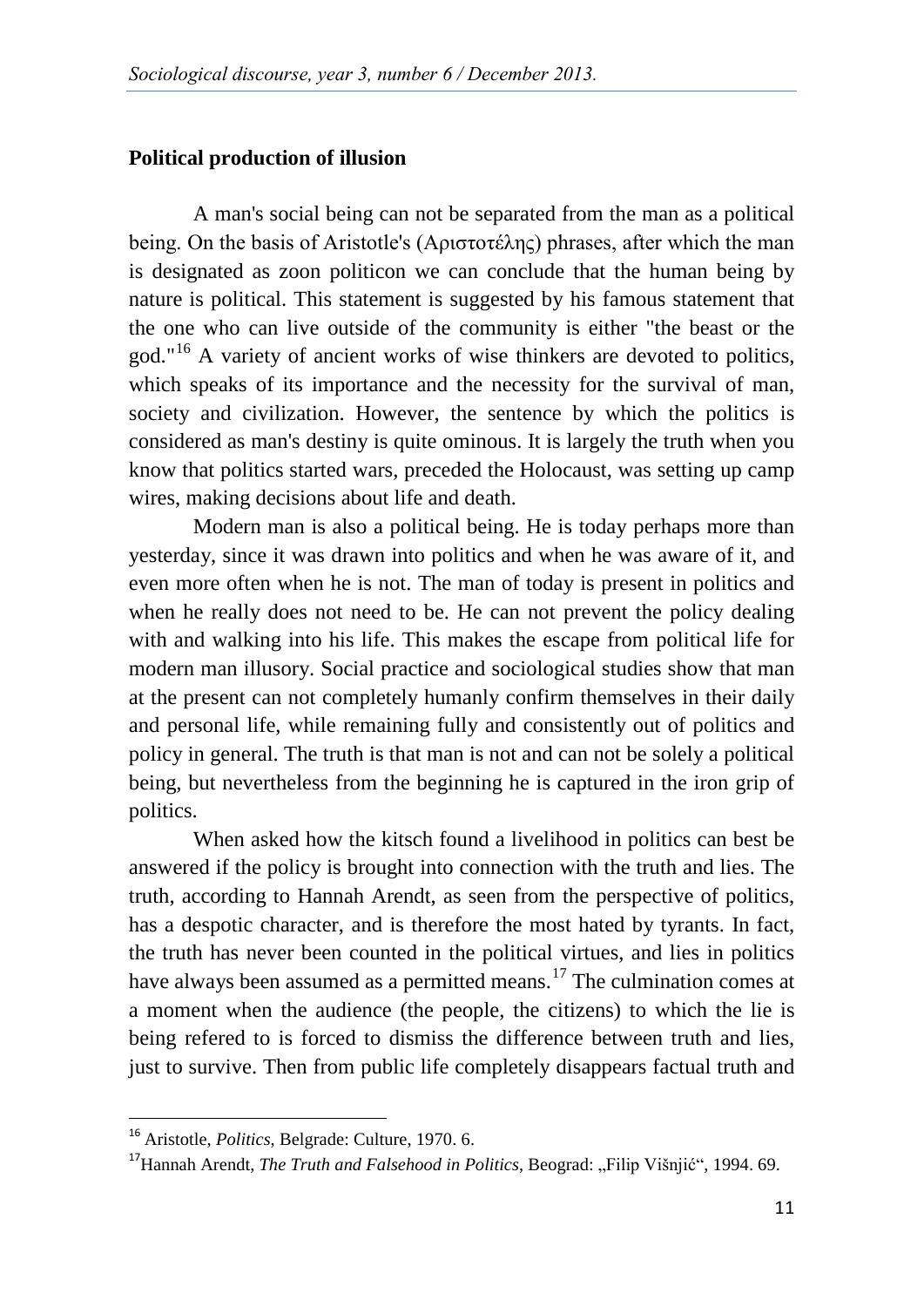## Political production of illusion

A man's social being can not be separated from the man as a political being. On the basis of Aristotle's (Αριστοτέλης) phrases, after which the man is designated as zoon politicon we can conclude that the human being by nature is political. This statement is suggested by his famous statement that the one who can live outside of the community is either "the beast or the god."[16] A variety of ancient works of wise thinkers are devoted to politics, which speaks of its importance and the necessity for the survival of man, society and civilization. However, the sentence by which the politics is considered as man's destiny is quite ominous. It is largely the truth when you know that politics started wars, preceded the Holocaust, was setting up camp wires, making decisions about life and death.

Modern man is also a political being. He is today perhaps more than yesterday, since it was drawn into politics and when he was aware of it, and even more often when he is not. The man of today is present in politics and when he really does not need to be. He can not prevent the policy dealing with and walking into his life. This makes the escape from political life for modern man illusory. Social practice and sociological studies show that man at the present can not completely humanly confirm themselves in their daily and personal life, while remaining fully and consistently out of politics and policy in general. The truth is that man is not and can not be solely a political being, but nevertheless from the beginning he is captured in the iron grip of politics.

When asked how the kitsch found a livelihood in politics can best be answered if the policy is brought into connection with the truth and lies. The truth, according to Hannah Arendt, as seen from the perspective of politics, has a despotic character, and is therefore the most hated by tyrants. In fact, the truth has never been counted in the political virtues, and lies in politics have always been assumed as a permitted means.[17] The culmination comes at a moment when the audience (the people, the citizens) to which the lie is being refered to is forced to dismiss the difference between truth and lies, just to survive. Then from public life completely disappears factual truth and

---

[16] Aristotle, *Politics*, Belgrade: Culture, 1970. 6.

[17] Hannah Arendt, *The Truth and Falsehood in Politics*, Beograd: „Filip Višnjić", 1994. 69.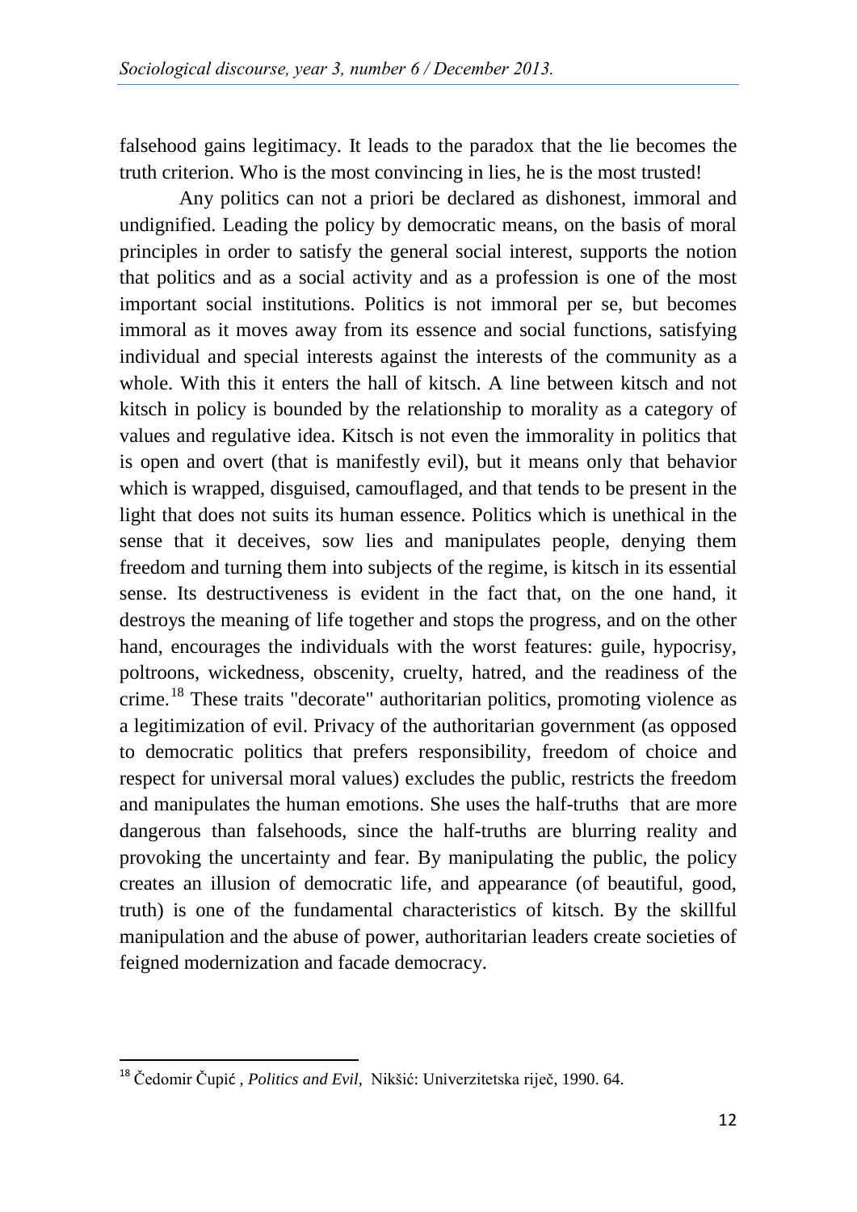falsehood gains legitimacy. It leads to the paradox that the lie becomes the truth criterion. Who is the most convincing in lies, he is the most trusted!

Any politics can not a priori be declared as dishonest, immoral and undignified. Leading the policy by democratic means, on the basis of moral principles in order to satisfy the general social interest, supports the notion that politics and as a social activity and as a profession is one of the most important social institutions. Politics is not immoral per se, but becomes immoral as it moves away from its essence and social functions, satisfying individual and special interests against the interests of the community as a whole. With this it enters the hall of kitsch. A line between kitsch and not kitsch in policy is bounded by the relationship to morality as a category of values and regulative idea. Kitsch is not even the immorality in politics that is open and overt (that is manifestly evil), but it means only that behavior which is wrapped, disguised, camouflaged, and that tends to be present in the light that does not suits its human essence. Politics which is unethical in the sense that it deceives, sow lies and manipulates people, denying them freedom and turning them into subjects of the regime, is kitsch in its essential sense. Its destructiveness is evident in the fact that, on the one hand, it destroys the meaning of life together and stops the progress, and on the other hand, encourages the individuals with the worst features: guile, hypocrisy, poltroons, wickedness, obscenity, cruelty, hatred, and the readiness of the crime.[18] These traits "decorate" authoritarian politics, promoting violence as a legitimization of evil. Privacy of the authoritarian government (as opposed to democratic politics that prefers responsibility, freedom of choice and respect for universal moral values) excludes the public, restricts the freedom and manipulates the human emotions. She uses the half-truths that are more dangerous than falsehoods, since the half-truths are blurring reality and provoking the uncertainty and fear. By manipulating the public, the policy creates an illusion of democratic life, and appearance (of beautiful, good, truth) is one of the fundamental characteristics of kitsch. By the skillful manipulation and the abuse of power, authoritarian leaders create societies of feigned modernization and facade democracy.

---

[18] Čedomir Čupić , *Politics and Evil*, Nikšić: Univerzitetska riječ, 1990. 64.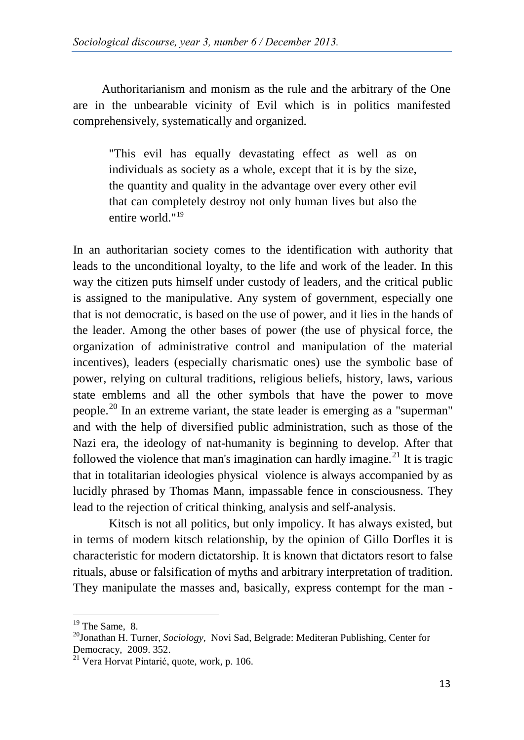Authoritarianism and monism as the rule and the arbitrary of the One are in the unbearable vicinity of Evil which is in politics manifested comprehensively, systematically and organized.

> "This evil has equally devastating effect as well as on individuals as society as a whole, except that it is by the size, the quantity and quality in the advantage over every other evil that can completely destroy not only human lives but also the entire world."[19]

In an authoritarian society comes to the identification with authority that leads to the unconditional loyalty, to the life and work of the leader. In this way the citizen puts himself under custody of leaders, and the critical public is assigned to the manipulative. Any system of government, especially one that is not democratic, is based on the use of power, and it lies in the hands of the leader. Among the other bases of power (the use of physical force, the organization of administrative control and manipulation of the material incentives), leaders (especially charismatic ones) use the symbolic base of power, relying on cultural traditions, religious beliefs, history, laws, various state emblems and all the other symbols that have the power to move people.[20] In an extreme variant, the state leader is emerging as a "superman" and with the help of diversified public administration, such as those of the Nazi era, the ideology of nat-humanity is beginning to develop. After that followed the violence that man's imagination can hardly imagine.[21] It is tragic that in totalitarian ideologies physical violence is always accompanied by as lucidly phrased by Thomas Mann, impassable fence in consciousness. They lead to the rejection of critical thinking, analysis and self-analysis.

Kitsch is not all politics, but only impolicy. It has always existed, but in terms of modern kitsch relationship, by the opinion of Gillo Dorfles it is characteristic for modern dictatorship. It is known that dictators resort to false rituals, abuse or falsification of myths and arbitrary interpretation of tradition. They manipulate the masses and, basically, express contempt for the man -

---

[19] The Same, 8.

[20] Jonathan H. Turner, *Sociology*, Novi Sad, Belgrade: Mediteran Publishing, Center for Democracy, 2009. 352.

[21] Vera Horvat Pintarić, quote, work, p. 106.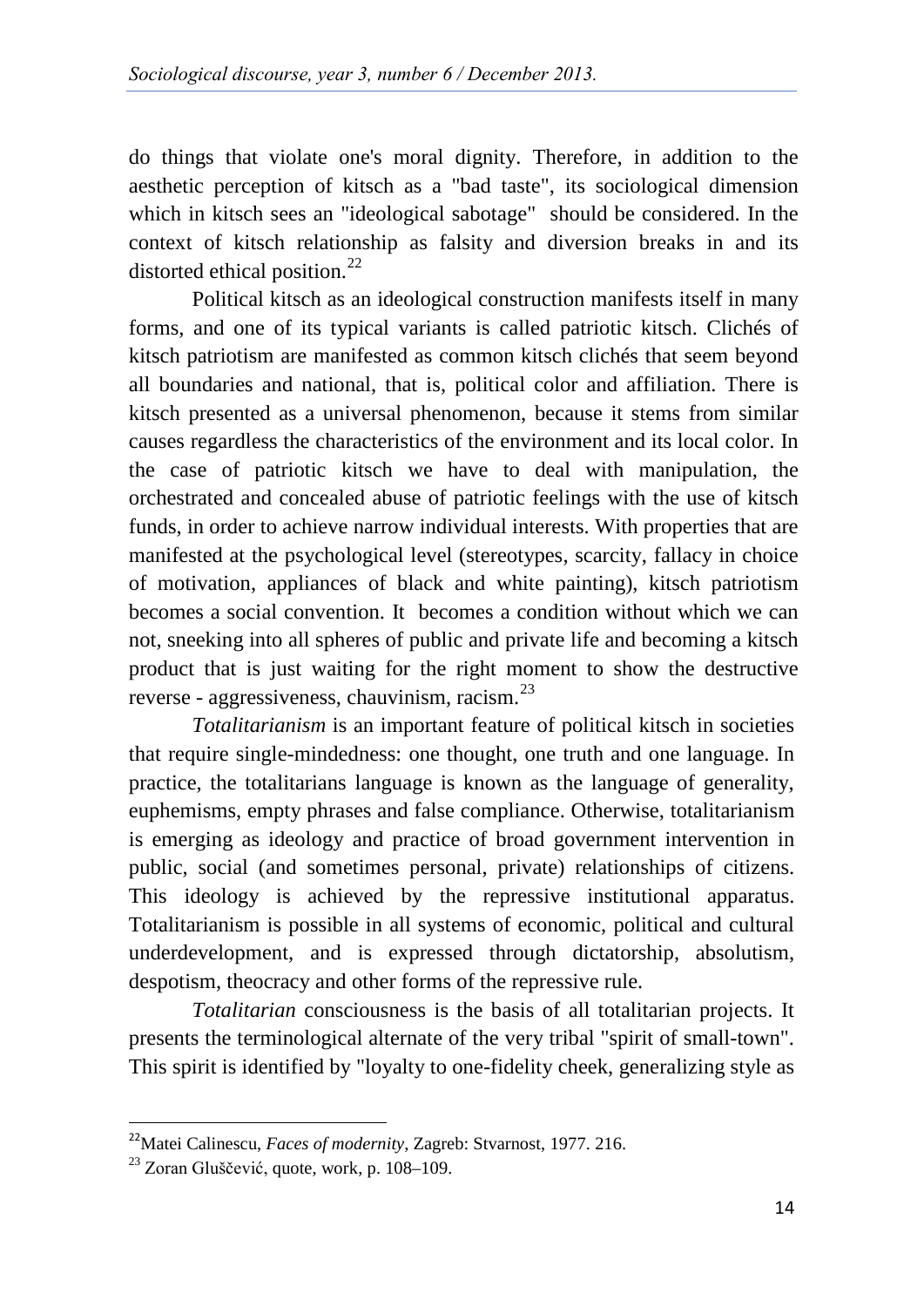do things that violate one's moral dignity. Therefore, in addition to the aesthetic perception of kitsch as a "bad taste", its sociological dimension which in kitsch sees an "ideological sabotage" should be considered. In the context of kitsch relationship as falsity and diversion breaks in and its distorted ethical position.[22]

Political kitsch as an ideological construction manifests itself in many forms, and one of its typical variants is called patriotic kitsch. Clichés of kitsch patriotism are manifested as common kitsch clichés that seem beyond all boundaries and national, that is, political color and affiliation. There is kitsch presented as a universal phenomenon, because it stems from similar causes regardless the characteristics of the environment and its local color. In the case of patriotic kitsch we have to deal with manipulation, the orchestrated and concealed abuse of patriotic feelings with the use of kitsch funds, in order to achieve narrow individual interests. With properties that are manifested at the psychological level (stereotypes, scarcity, fallacy in choice of motivation, appliances of black and white painting), kitsch patriotism becomes a social convention. It becomes a condition without which we can not, sneeking into all spheres of public and private life and becoming a kitsch product that is just waiting for the right moment to show the destructive reverse - aggressiveness, chauvinism, racism.[23]

*Totalitarianism* is an important feature of political kitsch in societies that require single-mindedness: one thought, one truth and one language. In practice, the totalitarians language is known as the language of generality, euphemisms, empty phrases and false compliance. Otherwise, totalitarianism is emerging as ideology and practice of broad government intervention in public, social (and sometimes personal, private) relationships of citizens. This ideology is achieved by the repressive institutional apparatus. Totalitarianism is possible in all systems of economic, political and cultural underdevelopment, and is expressed through dictatorship, absolutism, despotism, theocracy and other forms of the repressive rule.

*Totalitarian* consciousness is the basis of all totalitarian projects. It presents the terminological alternate of the very tribal "spirit of small-town". This spirit is identified by "loyalty to one-fidelity cheek, generalizing style as

---

[22] Matei Calinescu, *Faces of modernity*, Zagreb: Stvarnost, 1977. 216.

[23] Zoran Gluščević, quote, work, p. 108–109.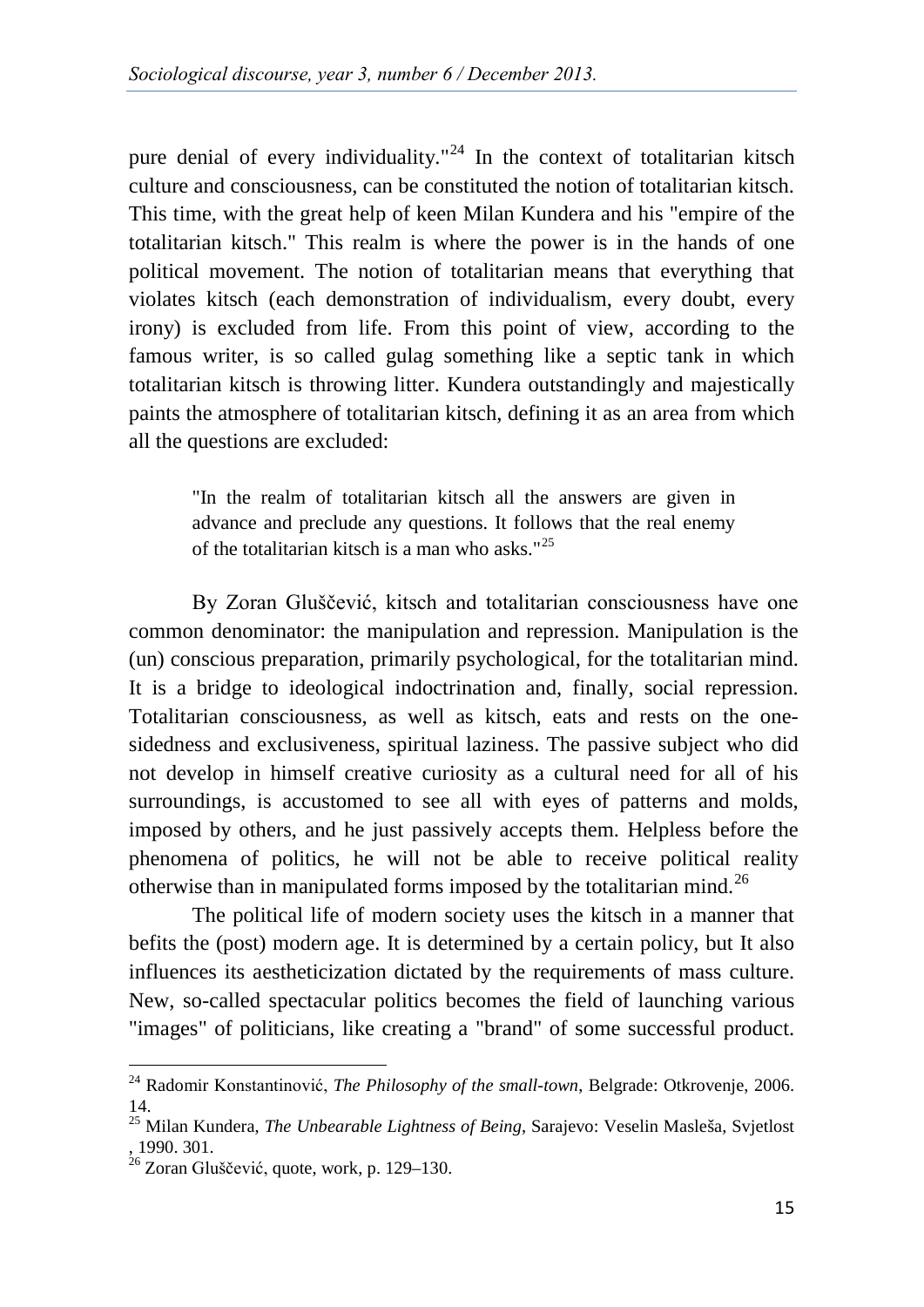pure denial of every individuality."[24] In the context of totalitarian kitsch culture and consciousness, can be constituted the notion of totalitarian kitsch. This time, with the great help of keen Milan Kundera and his "empire of the totalitarian kitsch." This realm is where the power is in the hands of one political movement. The notion of totalitarian means that everything that violates kitsch (each demonstration of individualism, every doubt, every irony) is excluded from life. From this point of view, according to the famous writer, is so called gulag something like a septic tank in which totalitarian kitsch is throwing litter. Kundera outstandingly and majestically paints the atmosphere of totalitarian kitsch, defining it as an area from which all the questions are excluded:

> "In the realm of totalitarian kitsch all the answers are given in advance and preclude any questions. It follows that the real enemy of the totalitarian kitsch is a man who asks."[25]

By Zoran Gluščević, kitsch and totalitarian consciousness have one common denominator: the manipulation and repression. Manipulation is the (un) conscious preparation, primarily psychological, for the totalitarian mind. It is a bridge to ideological indoctrination and, finally, social repression. Totalitarian consciousness, as well as kitsch, eats and rests on the one-sidedness and exclusiveness, spiritual laziness. The passive subject who did not develop in himself creative curiosity as a cultural need for all of his surroundings, is accustomed to see all with eyes of patterns and molds, imposed by others, and he just passively accepts them. Helpless before the phenomena of politics, he will not be able to receive political reality otherwise than in manipulated forms imposed by the totalitarian mind.[26]

The political life of modern society uses the kitsch in a manner that befits the (post) modern age. It is determined by a certain policy, but It also influences its aestheticization dictated by the requirements of mass culture. New, so-called spectacular politics becomes the field of launching various "images" of politicians, like creating a "brand" of some successful product.

---

[24] Radomir Konstantinović, *The Philosophy of the small-town*, Belgrade: Otkrovenje, 2006. 14.

[25] Milan Kundera, *The Unbearable Lightness of Being*, Sarajevo: Veselin Masleša, Svjetlost , 1990. 301.

[26] Zoran Gluščević, quote, work, p. 129–130.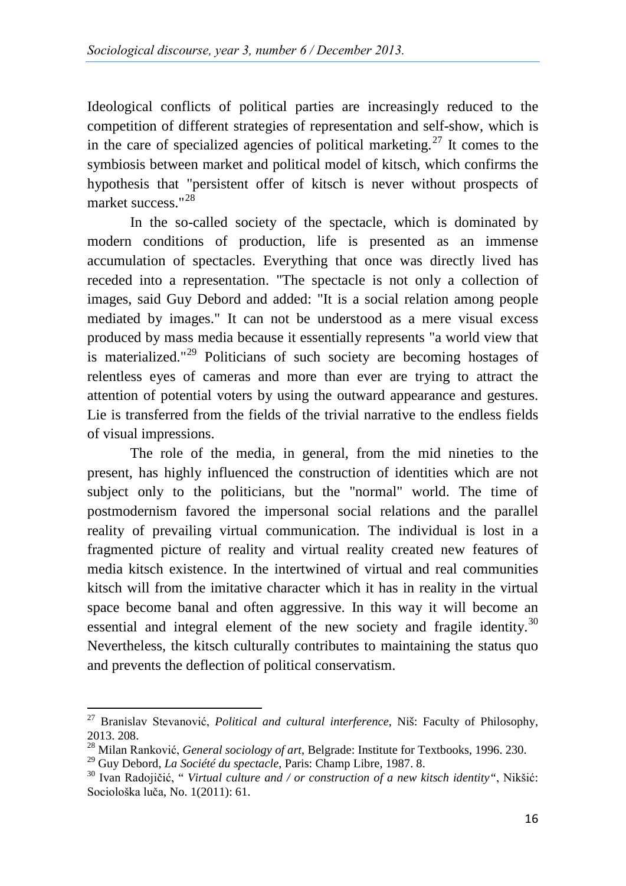Ideological conflicts of political parties are increasingly reduced to the competition of different strategies of representation and self-show, which is in the care of specialized agencies of political marketing.[27] It comes to the symbiosis between market and political model of kitsch, which confirms the hypothesis that "persistent offer of kitsch is never without prospects of market success."[28]

In the so-called society of the spectacle, which is dominated by modern conditions of production, life is presented as an immense accumulation of spectacles. Everything that once was directly lived has receded into a representation. "The spectacle is not only a collection of images, said Guy Debord and added: "It is a social relation among people mediated by images." It can not be understood as a mere visual excess produced by mass media because it essentially represents "a world view that is materialized."[29] Politicians of such society are becoming hostages of relentless eyes of cameras and more than ever are trying to attract the attention of potential voters by using the outward appearance and gestures. Lie is transferred from the fields of the trivial narrative to the endless fields of visual impressions.

The role of the media, in general, from the mid nineties to the present, has highly influenced the construction of identities which are not subject only to the politicians, but the "normal" world. The time of postmodernism favored the impersonal social relations and the parallel reality of prevailing virtual communication. The individual is lost in a fragmented picture of reality and virtual reality created new features of media kitsch existence. In the intertwined of virtual and real communities kitsch will from the imitative character which it has in reality in the virtual space become banal and often aggressive. In this way it will become an essential and integral element of the new society and fragile identity.[30] Nevertheless, the kitsch culturally contributes to maintaining the status quo and prevents the deflection of political conservatism.

---

[27] Branislav Stevanović, *Political and cultural interference*, Niš: Faculty of Philosophy, 2013. 208.

[28] Milan Ranković, *General sociology of art*, Belgrade: Institute for Textbooks, 1996. 230.

[29] Guy Debord, *La Société du spectacle*, Paris: Champ Libre, 1987. 8.

[30] Ivan Radojičić, " *Virtual culture and / or construction of a new kitsch identity*", Nikšić: Sociološka luča, No. 1(2011): 61.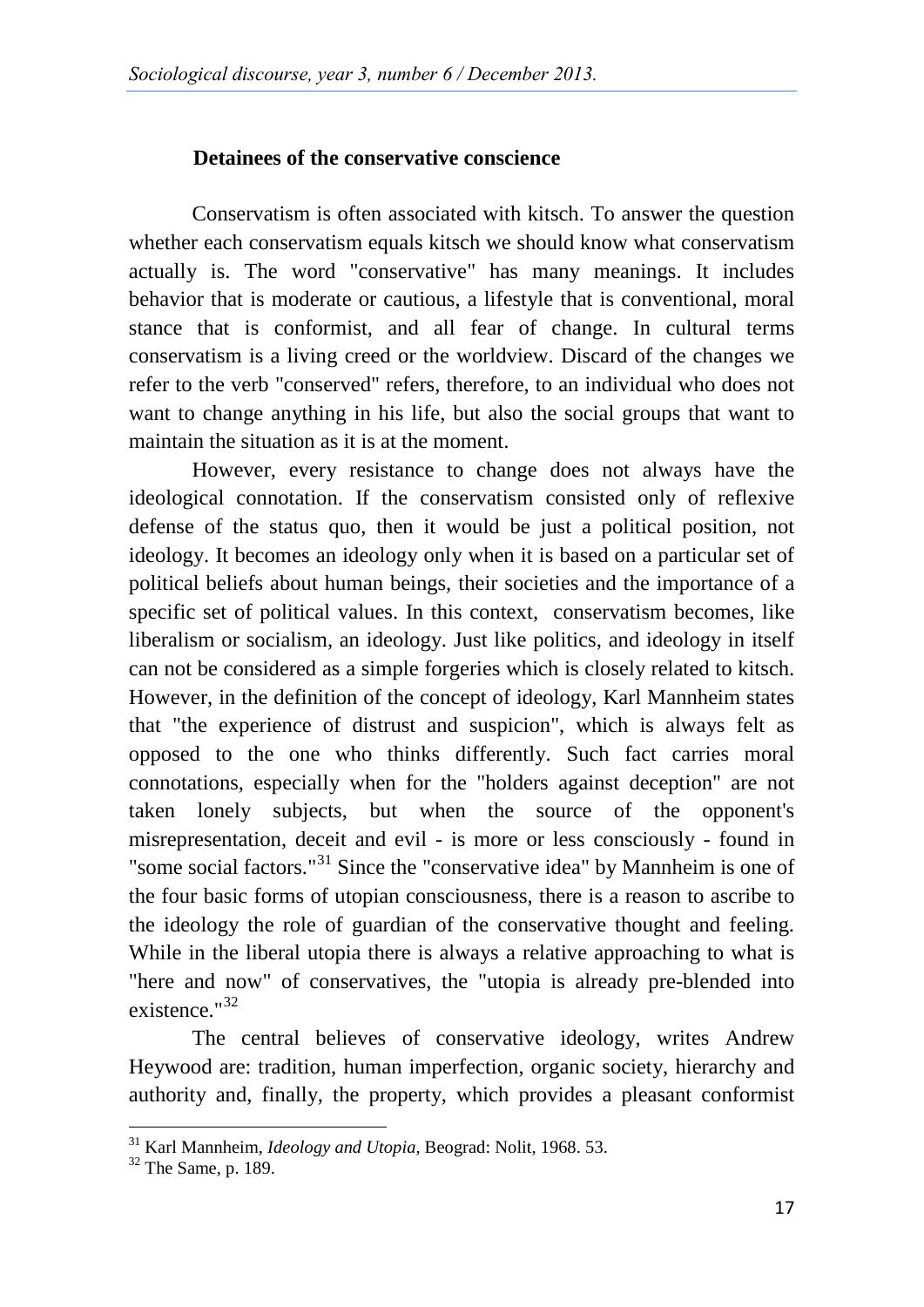### Detainees of the conservative conscience

Conservatism is often associated with kitsch. To answer the question whether each conservatism equals kitsch we should know what conservatism actually is. The word "conservative" has many meanings. It includes behavior that is moderate or cautious, a lifestyle that is conventional, moral stance that is conformist, and all fear of change. In cultural terms conservatism is a living creed or the worldview. Discard of the changes we refer to the verb "conserved" refers, therefore, to an individual who does not want to change anything in his life, but also the social groups that want to maintain the situation as it is at the moment.

However, every resistance to change does not always have the ideological connotation. If the conservatism consisted only of reflexive defense of the status quo, then it would be just a political position, not ideology. It becomes an ideology only when it is based on a particular set of political beliefs about human beings, their societies and the importance of a specific set of political values. In this context, conservatism becomes, like liberalism or socialism, an ideology. Just like politics, and ideology in itself can not be considered as a simple forgeries which is closely related to kitsch. However, in the definition of the concept of ideology, Karl Mannheim states that "the experience of distrust and suspicion", which is always felt as opposed to the one who thinks differently. Such fact carries moral connotations, especially when for the "holders against deception" are not taken lonely subjects, but when the source of the opponent's misrepresentation, deceit and evil - is more or less consciously - found in "some social factors."[31] Since the "conservative idea" by Mannheim is one of the four basic forms of utopian consciousness, there is a reason to ascribe to the ideology the role of guardian of the conservative thought and feeling. While in the liberal utopia there is always a relative approaching to what is "here and now" of conservatives, the "utopia is already pre-blended into existence."[32]

The central believes of conservative ideology, writes Andrew Heywood are: tradition, human imperfection, organic society, hierarchy and authority and, finally, the property, which provides a pleasant conformist

---

[31] Karl Mannheim, *Ideology and Utopia*, Beograd: Nolit, 1968. 53.

[32] The Same, p. 189.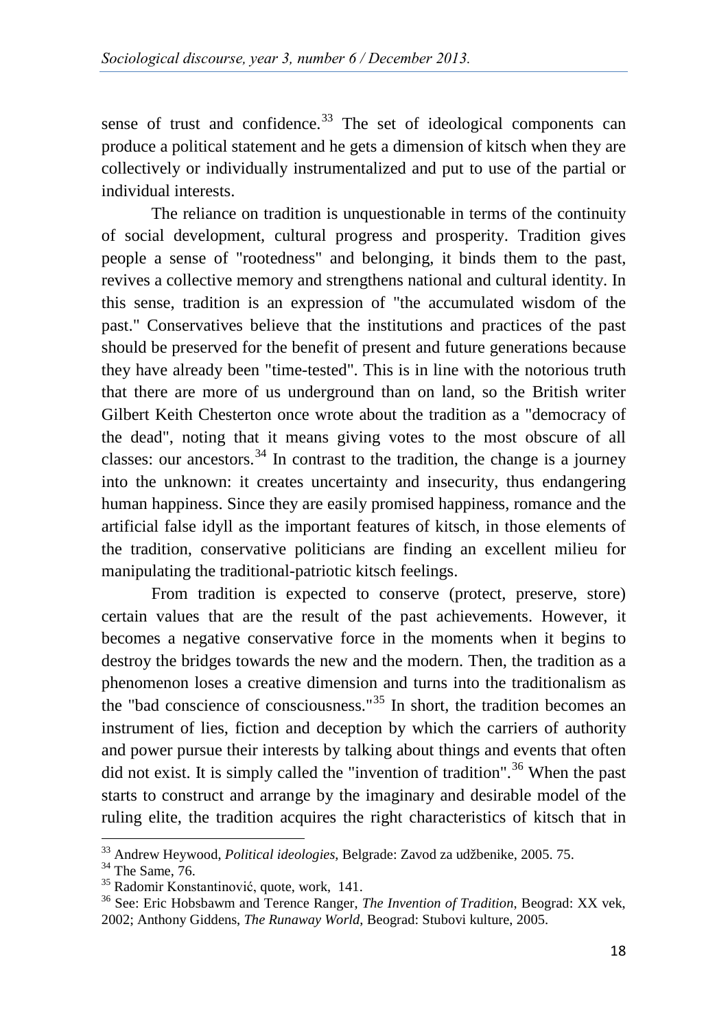sense of trust and confidence.[33] The set of ideological components can produce a political statement and he gets a dimension of kitsch when they are collectively or individually instrumentalized and put to use of the partial or individual interests.

The reliance on tradition is unquestionable in terms of the continuity of social development, cultural progress and prosperity. Tradition gives people a sense of "rootedness" and belonging, it binds them to the past, revives a collective memory and strengthens national and cultural identity. In this sense, tradition is an expression of "the accumulated wisdom of the past." Conservatives believe that the institutions and practices of the past should be preserved for the benefit of present and future generations because they have already been "time-tested". This is in line with the notorious truth that there are more of us underground than on land, so the British writer Gilbert Keith Chesterton once wrote about the tradition as a "democracy of the dead", noting that it means giving votes to the most obscure of all classes: our ancestors.[34] In contrast to the tradition, the change is a journey into the unknown: it creates uncertainty and insecurity, thus endangering human happiness. Since they are easily promised happiness, romance and the artificial false idyll as the important features of kitsch, in those elements of the tradition, conservative politicians are finding an excellent milieu for manipulating the traditional-patriotic kitsch feelings.

From tradition is expected to conserve (protect, preserve, store) certain values that are the result of the past achievements. However, it becomes a negative conservative force in the moments when it begins to destroy the bridges towards the new and the modern. Then, the tradition as a phenomenon loses a creative dimension and turns into the traditionalism as the "bad conscience of consciousness."[35] In short, the tradition becomes an instrument of lies, fiction and deception by which the carriers of authority and power pursue their interests by talking about things and events that often did not exist. It is simply called the "invention of tradition".[36] When the past starts to construct and arrange by the imaginary and desirable model of the ruling elite, the tradition acquires the right characteristics of kitsch that in

---

[33] Andrew Heywood, *Political ideologies*, Belgrade: Zavod za udžbenike, 2005. 75.

[34] The Same, 76.

[35] Radomir Konstantinović, quote, work, 141.

[36] See: Eric Hobsbawm and Terence Ranger, *The Invention of Tradition*, Beograd: XX vek, 2002; Anthony Giddens, *The Runaway World*, Beograd: Stubovi kulture, 2005.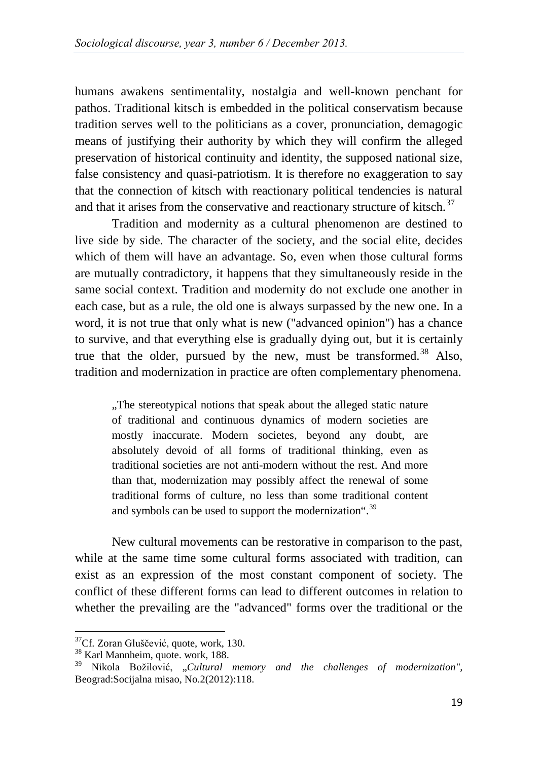humans awakens sentimentality, nostalgia and well-known penchant for pathos. Traditional kitsch is embedded in the political conservatism because tradition serves well to the politicians as a cover, pronunciation, demagogic means of justifying their authority by which they will confirm the alleged preservation of historical continuity and identity, the supposed national size, false consistency and quasi-patriotism. It is therefore no exaggeration to say that the connection of kitsch with reactionary political tendencies is natural and that it arises from the conservative and reactionary structure of kitsch.[37]

Tradition and modernity as a cultural phenomenon are destined to live side by side. The character of the society, and the social elite, decides which of them will have an advantage. So, even when those cultural forms are mutually contradictory, it happens that they simultaneously reside in the same social context. Tradition and modernity do not exclude one another in each case, but as a rule, the old one is always surpassed by the new one. In a word, it is not true that only what is new ("advanced opinion") has a chance to survive, and that everything else is gradually dying out, but it is certainly true that the older, pursued by the new, must be transformed.[38] Also, tradition and modernization in practice are often complementary phenomena.

> „The stereotypical notions that speak about the alleged static nature of traditional and continuous dynamics of modern societies are mostly inaccurate. Modern societes, beyond any doubt, are absolutely devoid of all forms of traditional thinking, even as traditional societies are not anti-modern without the rest. And more than that, modernization may possibly affect the renewal of some traditional forms of culture, no less than some traditional content and symbols can be used to support the modernization".[39]

New cultural movements can be restorative in comparison to the past, while at the same time some cultural forms associated with tradition, can exist as an expression of the most constant component of society. The conflict of these different forms can lead to different outcomes in relation to whether the prevailing are the "advanced" forms over the traditional or the

---

[37] Cf. Zoran Gluščević, quote, work, 130.

[38] Karl Mannheim, quote. work, 188.

[39] Nikola Božilović, „*Cultural memory and the challenges of modernization*", Beograd:Socijalna misao, No.2(2012):118.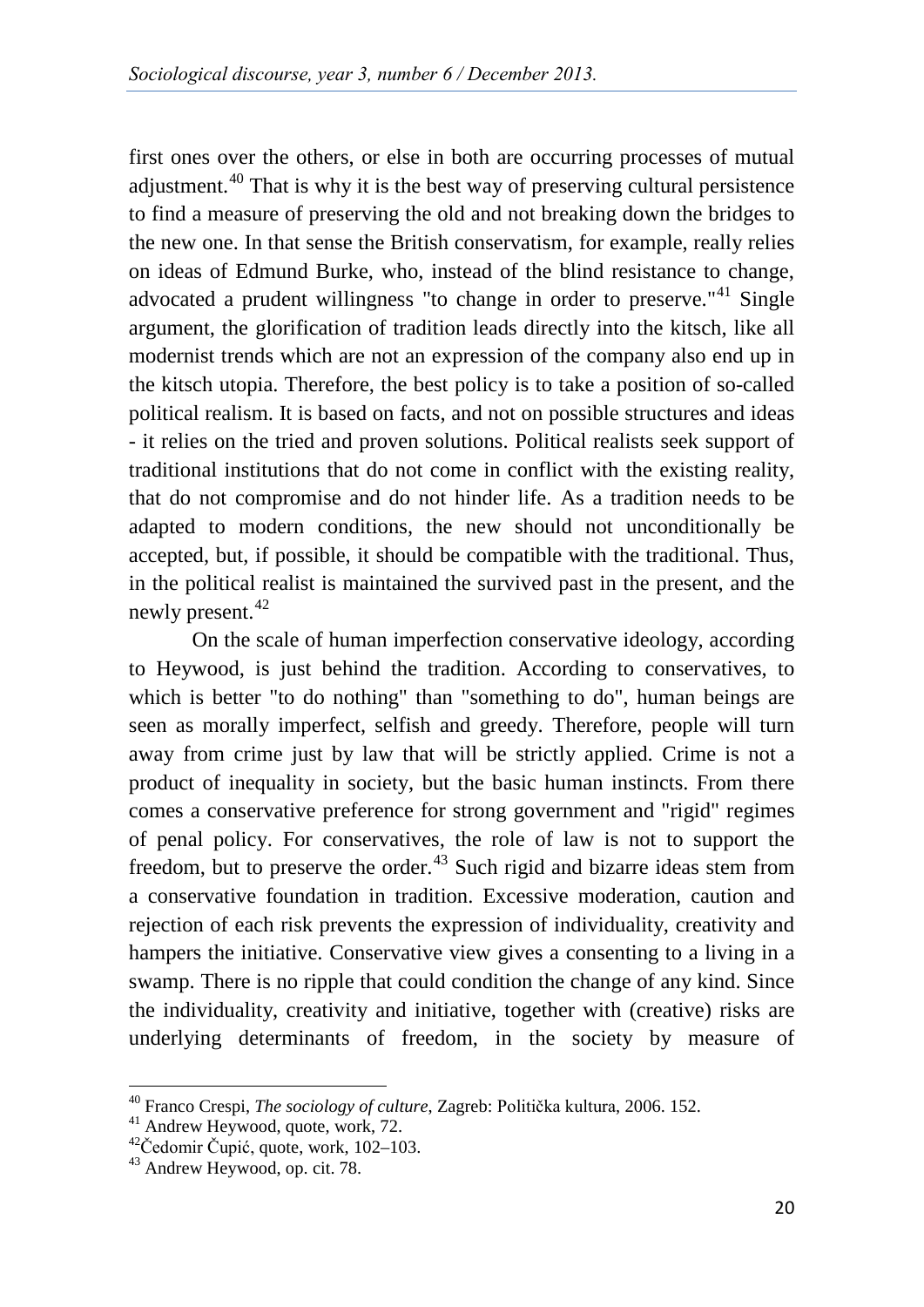first ones over the others, or else in both are occurring processes of mutual adjustment.[40] That is why it is the best way of preserving cultural persistence to find a measure of preserving the old and not breaking down the bridges to the new one. In that sense the British conservatism, for example, really relies on ideas of Edmund Burke, who, instead of the blind resistance to change, advocated a prudent willingness "to change in order to preserve."[41] Single argument, the glorification of tradition leads directly into the kitsch, like all modernist trends which are not an expression of the company also end up in the kitsch utopia. Therefore, the best policy is to take a position of so-called political realism. It is based on facts, and not on possible structures and ideas - it relies on the tried and proven solutions. Political realists seek support of traditional institutions that do not come in conflict with the existing reality, that do not compromise and do not hinder life. As a tradition needs to be adapted to modern conditions, the new should not unconditionally be accepted, but, if possible, it should be compatible with the traditional. Thus, in the political realist is maintained the survived past in the present, and the newly present.[42]

On the scale of human imperfection conservative ideology, according to Heywood, is just behind the tradition. According to conservatives, to which is better "to do nothing" than "something to do", human beings are seen as morally imperfect, selfish and greedy. Therefore, people will turn away from crime just by law that will be strictly applied. Crime is not a product of inequality in society, but the basic human instincts. From there comes a conservative preference for strong government and "rigid" regimes of penal policy. For conservatives, the role of law is not to support the freedom, but to preserve the order.[43] Such rigid and bizarre ideas stem from a conservative foundation in tradition. Excessive moderation, caution and rejection of each risk prevents the expression of individuality, creativity and hampers the initiative. Conservative view gives a consenting to a living in a swamp. There is no ripple that could condition the change of any kind. Since the individuality, creativity and initiative, together with (creative) risks are underlying determinants of freedom, in the society by measure of

---

[40] Franco Crespi, *The sociology of culture*, Zagreb: Politička kultura, 2006. 152.

[41] Andrew Heywood, quote, work, 72.

[42] Čedomir Čupić, quote, work, 102–103.

[43] Andrew Heywood, op. cit. 78.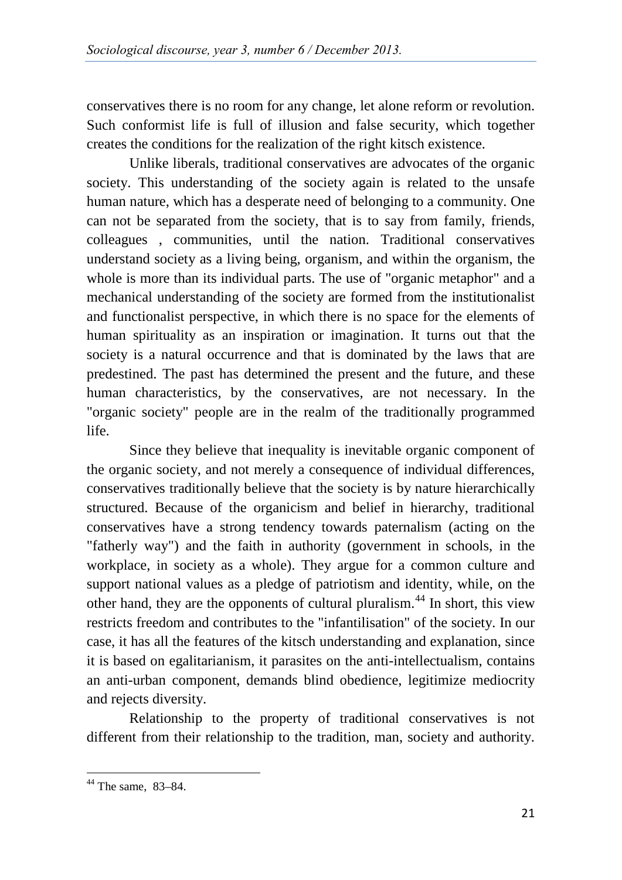conservatives there is no room for any change, let alone reform or revolution. Such conformist life is full of illusion and false security, which together creates the conditions for the realization of the right kitsch existence.

Unlike liberals, traditional conservatives are advocates of the organic society. This understanding of the society again is related to the unsafe human nature, which has a desperate need of belonging to a community. One can not be separated from the society, that is to say from family, friends, colleagues , communities, until the nation. Traditional conservatives understand society as a living being, organism, and within the organism, the whole is more than its individual parts. The use of "organic metaphor" and a mechanical understanding of the society are formed from the institutionalist and functionalist perspective, in which there is no space for the elements of human spirituality as an inspiration or imagination. It turns out that the society is a natural occurrence and that is dominated by the laws that are predestined. The past has determined the present and the future, and these human characteristics, by the conservatives, are not necessary. In the "organic society" people are in the realm of the traditionally programmed life.

Since they believe that inequality is inevitable organic component of the organic society, and not merely a consequence of individual differences, conservatives traditionally believe that the society is by nature hierarchically structured. Because of the organicism and belief in hierarchy, traditional conservatives have a strong tendency towards paternalism (acting on the "fatherly way") and the faith in authority (government in schools, in the workplace, in society as a whole). They argue for a common culture and support national values as a pledge of patriotism and identity, while, on the other hand, they are the opponents of cultural pluralism.[44] In short, this view restricts freedom and contributes to the "infantilisation" of the society. In our case, it has all the features of the kitsch understanding and explanation, since it is based on egalitarianism, it parasites on the anti-intellectualism, contains an anti-urban component, demands blind obedience, legitimize mediocrity and rejects diversity.

Relationship to the property of traditional conservatives is not different from their relationship to the tradition, man, society and authority.

---

[44] The same, 83–84.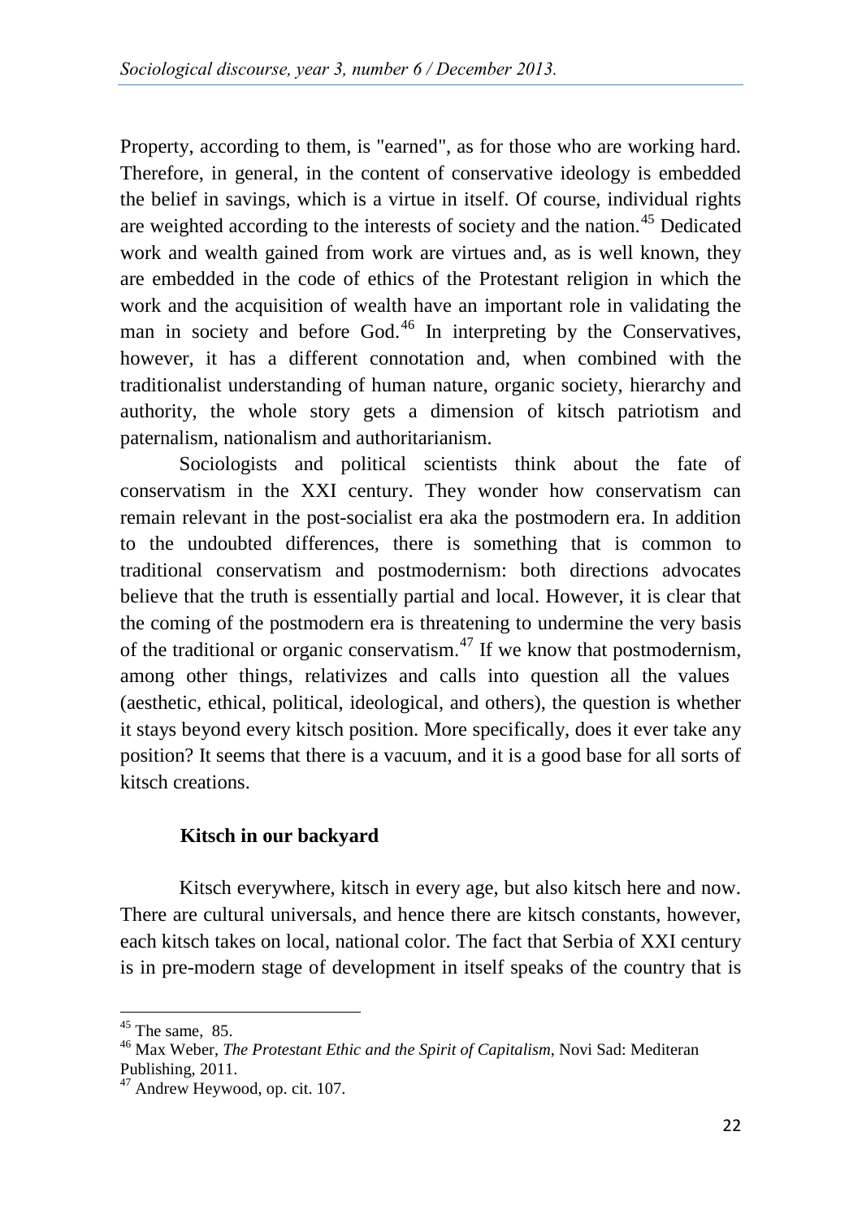Property, according to them, is "earned", as for those who are working hard. Therefore, in general, in the content of conservative ideology is embedded the belief in savings, which is a virtue in itself. Of course, individual rights are weighted according to the interests of society and the nation.[45] Dedicated work and wealth gained from work are virtues and, as is well known, they are embedded in the code of ethics of the Protestant religion in which the work and the acquisition of wealth have an important role in validating the man in society and before God.[46] In interpreting by the Conservatives, however, it has a different connotation and, when combined with the traditionalist understanding of human nature, organic society, hierarchy and authority, the whole story gets a dimension of kitsch patriotism and paternalism, nationalism and authoritarianism.

Sociologists and political scientists think about the fate of conservatism in the XXI century. They wonder how conservatism can remain relevant in the post-socialist era aka the postmodern era. In addition to the undoubted differences, there is something that is common to traditional conservatism and postmodernism: both directions advocates believe that the truth is essentially partial and local. However, it is clear that the coming of the postmodern era is threatening to undermine the very basis of the traditional or organic conservatism.[47] If we know that postmodernism, among other things, relativizes and calls into question all the values (aesthetic, ethical, political, ideological, and others), the question is whether it stays beyond every kitsch position. More specifically, does it ever take any position? It seems that there is a vacuum, and it is a good base for all sorts of kitsch creations.

## Kitsch in our backyard

Kitsch everywhere, kitsch in every age, but also kitsch here and now. There are cultural universals, and hence there are kitsch constants, however, each kitsch takes on local, national color. The fact that Serbia of XXI century is in pre-modern stage of development in itself speaks of the country that is

---

[45] The same, 85.

[46] Max Weber, *The Protestant Ethic and the Spirit of Capitalism*, Novi Sad: Mediteran Publishing, 2011.

[47] Andrew Heywood, op. cit. 107.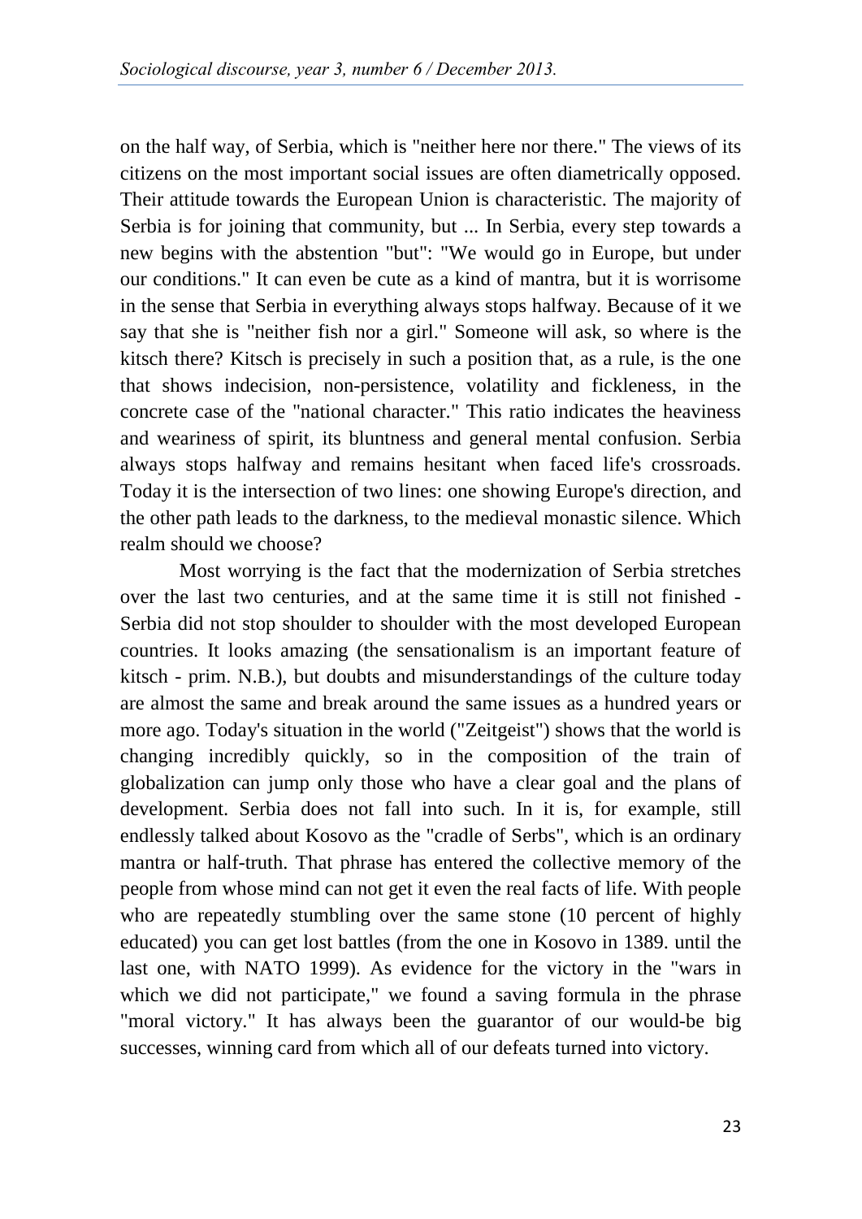on the half way, of Serbia, which is "neither here nor there." The views of its citizens on the most important social issues are often diametrically opposed. Their attitude towards the European Union is characteristic. The majority of Serbia is for joining that community, but ... In Serbia, every step towards a new begins with the abstention "but": "We would go in Europe, but under our conditions." It can even be cute as a kind of mantra, but it is worrisome in the sense that Serbia in everything always stops halfway. Because of it we say that she is "neither fish nor a girl." Someone will ask, so where is the kitsch there? Kitsch is precisely in such a position that, as a rule, is the one that shows indecision, non-persistence, volatility and fickleness, in the concrete case of the "national character." This ratio indicates the heaviness and weariness of spirit, its bluntness and general mental confusion. Serbia always stops halfway and remains hesitant when faced life's crossroads. Today it is the intersection of two lines: one showing Europe's direction, and the other path leads to the darkness, to the medieval monastic silence. Which realm should we choose?

Most worrying is the fact that the modernization of Serbia stretches over the last two centuries, and at the same time it is still not finished - Serbia did not stop shoulder to shoulder with the most developed European countries. It looks amazing (the sensationalism is an important feature of kitsch - prim. N.B.), but doubts and misunderstandings of the culture today are almost the same and break around the same issues as a hundred years or more ago. Today's situation in the world ("Zeitgeist") shows that the world is changing incredibly quickly, so in the composition of the train of globalization can jump only those who have a clear goal and the plans of development. Serbia does not fall into such. In it is, for example, still endlessly talked about Kosovo as the "cradle of Serbs", which is an ordinary mantra or half-truth. That phrase has entered the collective memory of the people from whose mind can not get it even the real facts of life. With people who are repeatedly stumbling over the same stone (10 percent of highly educated) you can get lost battles (from the one in Kosovo in 1389. until the last one, with NATO 1999). As evidence for the victory in the "wars in which we did not participate," we found a saving formula in the phrase "moral victory." It has always been the guarantor of our would-be big successes, winning card from which all of our defeats turned into victory.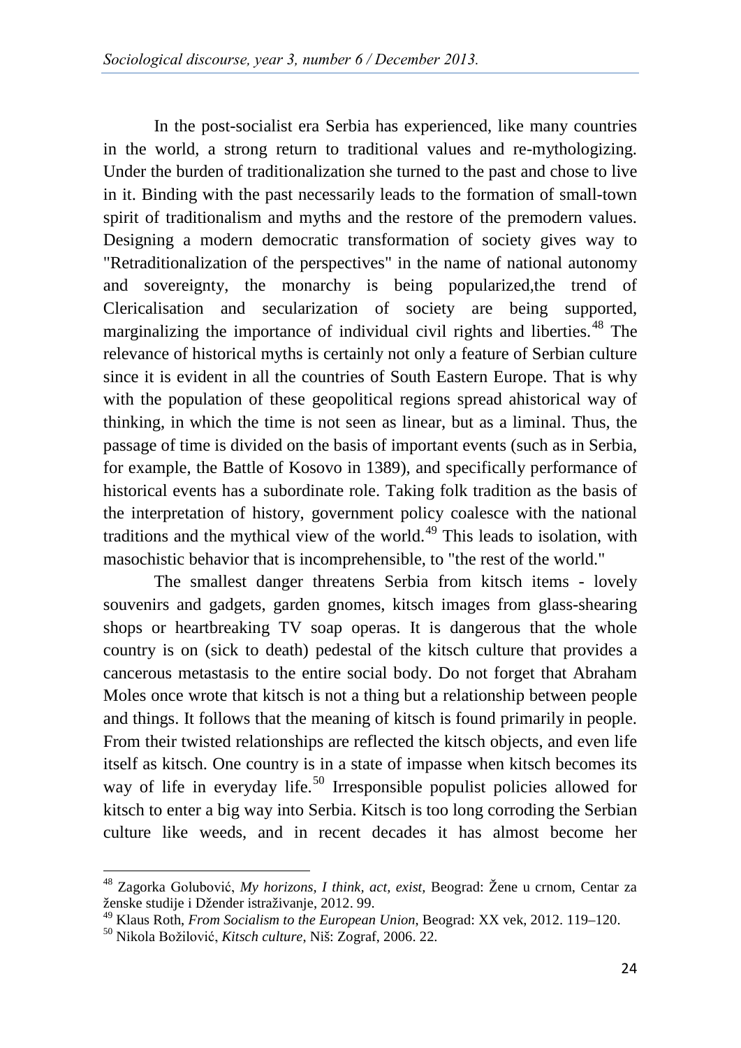In the post-socialist era Serbia has experienced, like many countries in the world, a strong return to traditional values and re-mythologizing. Under the burden of traditionalization she turned to the past and chose to live in it. Binding with the past necessarily leads to the formation of small-town spirit of traditionalism and myths and the restore of the premodern values. Designing a modern democratic transformation of society gives way to "Retraditionalization of the perspectives" in the name of national autonomy and sovereignty, the monarchy is being popularized,the trend of Clericalisation and secularization of society are being supported, marginalizing the importance of individual civil rights and liberties.[48] The relevance of historical myths is certainly not only a feature of Serbian culture since it is evident in all the countries of South Eastern Europe. That is why with the population of these geopolitical regions spread ahistorical way of thinking, in which the time is not seen as linear, but as a liminal. Thus, the passage of time is divided on the basis of important events (such as in Serbia, for example, the Battle of Kosovo in 1389), and specifically performance of historical events has a subordinate role. Taking folk tradition as the basis of the interpretation of history, government policy coalesce with the national traditions and the mythical view of the world.[49] This leads to isolation, with masochistic behavior that is incomprehensible, to "the rest of the world."

The smallest danger threatens Serbia from kitsch items - lovely souvenirs and gadgets, garden gnomes, kitsch images from glass-shearing shops or heartbreaking TV soap operas. It is dangerous that the whole country is on (sick to death) pedestal of the kitsch culture that provides a cancerous metastasis to the entire social body. Do not forget that Abraham Moles once wrote that kitsch is not a thing but a relationship between people and things. It follows that the meaning of kitsch is found primarily in people. From their twisted relationships are reflected the kitsch objects, and even life itself as kitsch. One country is in a state of impasse when kitsch becomes its way of life in everyday life.[50] Irresponsible populist policies allowed for kitsch to enter a big way into Serbia. Kitsch is too long corroding the Serbian culture like weeds, and in recent decades it has almost become her

---

[48] Zagorka Golubović, *My horizons, I think, act, exist*, Beograd: Žene u crnom, Centar za ženske studije i Džender istraživanje, 2012. 99.

[49] Klaus Roth, *From Socialism to the European Union*, Beograd: XX vek, 2012. 119–120.

[50] Nikola Božilović, *Kitsch culture*, Niš: Zograf, 2006. 22.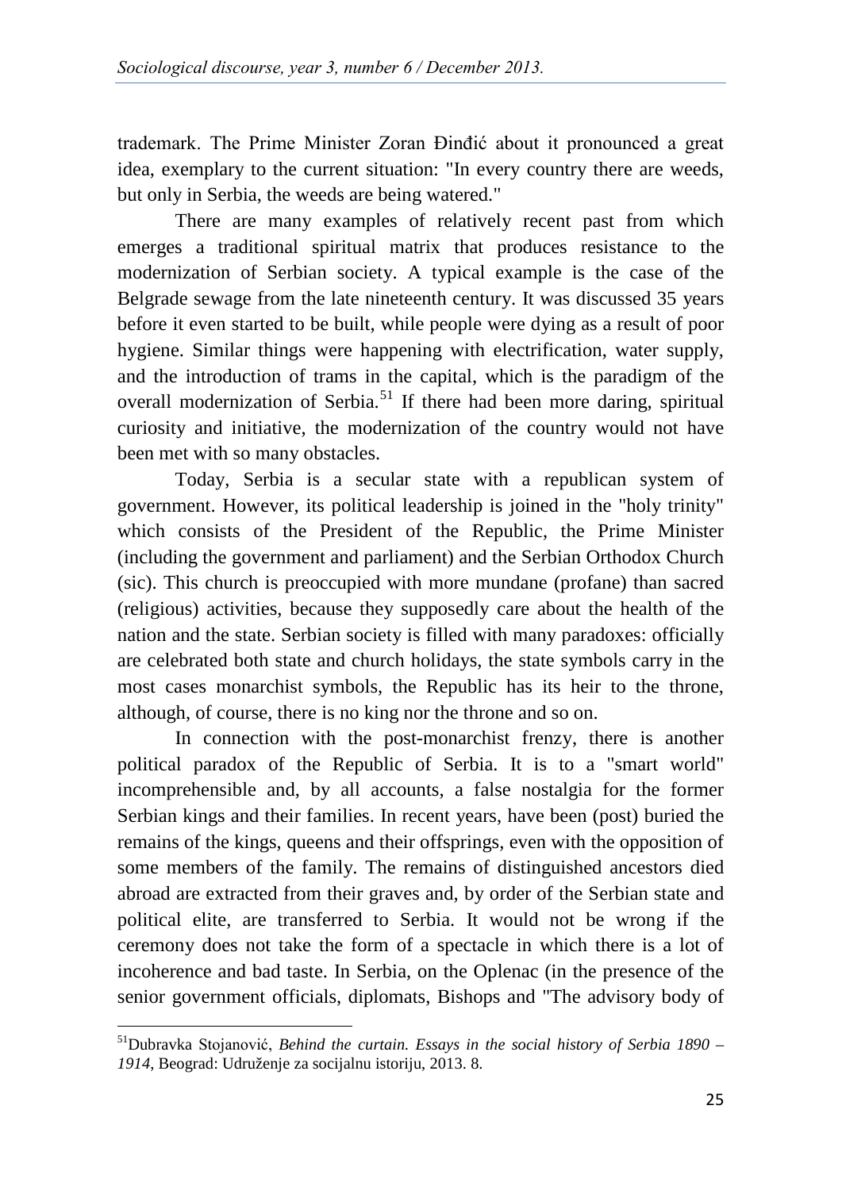trademark. The Prime Minister Zoran Đinđić about it pronounced a great idea, exemplary to the current situation: "In every country there are weeds, but only in Serbia, the weeds are being watered."

There are many examples of relatively recent past from which emerges a traditional spiritual matrix that produces resistance to the modernization of Serbian society. A typical example is the case of the Belgrade sewage from the late nineteenth century. It was discussed 35 years before it even started to be built, while people were dying as a result of poor hygiene. Similar things were happening with electrification, water supply, and the introduction of trams in the capital, which is the paradigm of the overall modernization of Serbia.[51] If there had been more daring, spiritual curiosity and initiative, the modernization of the country would not have been met with so many obstacles.

Today, Serbia is a secular state with a republican system of government. However, its political leadership is joined in the "holy trinity" which consists of the President of the Republic, the Prime Minister (including the government and parliament) and the Serbian Orthodox Church (sic). This church is preoccupied with more mundane (profane) than sacred (religious) activities, because they supposedly care about the health of the nation and the state. Serbian society is filled with many paradoxes: officially are celebrated both state and church holidays, the state symbols carry in the most cases monarchist symbols, the Republic has its heir to the throne, although, of course, there is no king nor the throne and so on.

In connection with the post-monarchist frenzy, there is another political paradox of the Republic of Serbia. It is to a "smart world" incomprehensible and, by all accounts, a false nostalgia for the former Serbian kings and their families. In recent years, have been (post) buried the remains of the kings, queens and their offsprings, even with the opposition of some members of the family. The remains of distinguished ancestors died abroad are extracted from their graves and, by order of the Serbian state and political elite, are transferred to Serbia. It would not be wrong if the ceremony does not take the form of a spectacle in which there is a lot of incoherence and bad taste. In Serbia, on the Oplenac (in the presence of the senior government officials, diplomats, Bishops and "The advisory body of

---

[51] Dubravka Stojanović, *Behind the curtain. Essays in the social history of Serbia 1890 – 1914*, Beograd: Udruženje za socijalnu istoriju, 2013. 8.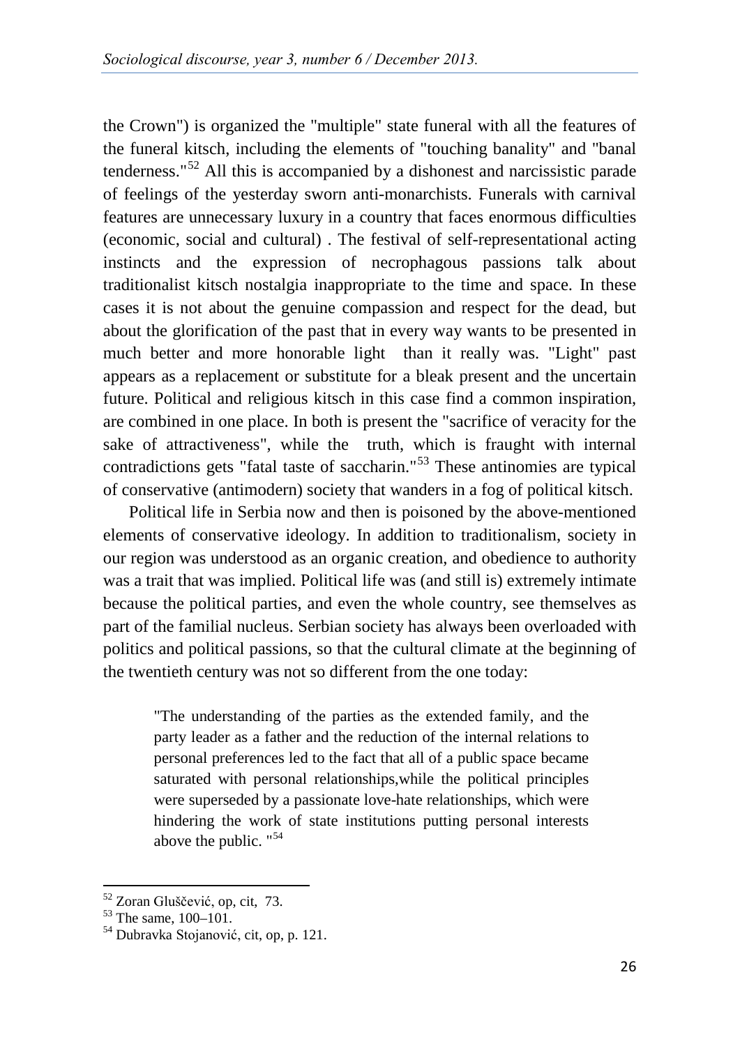the Crown") is organized the "multiple" state funeral with all the features of the funeral kitsch, including the elements of "touching banality" and "banal tenderness."[52] All this is accompanied by a dishonest and narcissistic parade of feelings of the yesterday sworn anti-monarchists. Funerals with carnival features are unnecessary luxury in a country that faces enormous difficulties (economic, social and cultural) . The festival of self-representational acting instincts and the expression of necrophagous passions talk about traditionalist kitsch nostalgia inappropriate to the time and space. In these cases it is not about the genuine compassion and respect for the dead, but about the glorification of the past that in every way wants to be presented in much better and more honorable light than it really was. "Light" past appears as a replacement or substitute for a bleak present and the uncertain future. Political and religious kitsch in this case find a common inspiration, are combined in one place. In both is present the "sacrifice of veracity for the sake of attractiveness", while the truth, which is fraught with internal contradictions gets "fatal taste of saccharin."[53] These antinomies are typical of conservative (antimodern) society that wanders in a fog of political kitsch.

Political life in Serbia now and then is poisoned by the above-mentioned elements of conservative ideology. In addition to traditionalism, society in our region was understood as an organic creation, and obedience to authority was a trait that was implied. Political life was (and still is) extremely intimate because the political parties, and even the whole country, see themselves as part of the familial nucleus. Serbian society has always been overloaded with politics and political passions, so that the cultural climate at the beginning of the twentieth century was not so different from the one today:

> "The understanding of the parties as the extended family, and the party leader as a father and the reduction of the internal relations to personal preferences led to the fact that all of a public space became saturated with personal relationships,while the political principles were superseded by a passionate love-hate relationships, which were hindering the work of state institutions putting personal interests above the public. "[54]

---

[52] Zoran Gluščević, op, cit, 73.

[53] The same, 100–101.

[54] Dubravka Stojanović, cit, op, p. 121.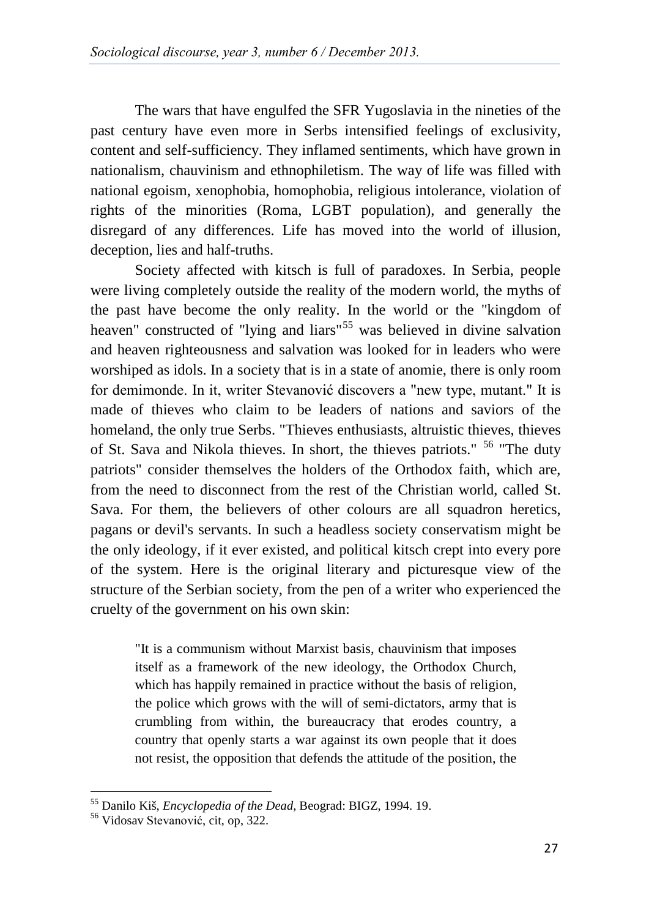The wars that have engulfed the SFR Yugoslavia in the nineties of the past century have even more in Serbs intensified feelings of exclusivity, content and self-sufficiency. They inflamed sentiments, which have grown in nationalism, chauvinism and ethnophiletism. The way of life was filled with national egoism, xenophobia, homophobia, religious intolerance, violation of rights of the minorities (Roma, LGBT population), and generally the disregard of any differences. Life has moved into the world of illusion, deception, lies and half-truths.

Society affected with kitsch is full of paradoxes. In Serbia, people were living completely outside the reality of the modern world, the myths of the past have become the only reality. In the world or the "kingdom of heaven" constructed of "lying and liars"[55] was believed in divine salvation and heaven righteousness and salvation was looked for in leaders who were worshiped as idols. In a society that is in a state of anomie, there is only room for demimonde. In it, writer Stevanović discovers a "new type, mutant." It is made of thieves who claim to be leaders of nations and saviors of the homeland, the only true Serbs. "Thieves enthusiasts, altruistic thieves, thieves of St. Sava and Nikola thieves. In short, the thieves patriots." [56] "The duty patriots" consider themselves the holders of the Orthodox faith, which are, from the need to disconnect from the rest of the Christian world, called St. Sava. For them, the believers of other colours are all squadron heretics, pagans or devil's servants. In such a headless society conservatism might be the only ideology, if it ever existed, and political kitsch crept into every pore of the system. Here is the original literary and picturesque view of the structure of the Serbian society, from the pen of a writer who experienced the cruelty of the government on his own skin:

> "It is a communism without Marxist basis, chauvinism that imposes itself as a framework of the new ideology, the Orthodox Church, which has happily remained in practice without the basis of religion, the police which grows with the will of semi-dictators, army that is crumbling from within, the bureaucracy that erodes country, a country that openly starts a war against its own people that it does not resist, the opposition that defends the attitude of the position, the

---

[55] Danilo Kiš, *Encyclopedia of the Dead*, Beograd: BIGZ, 1994. 19.

[56] Vidosav Stevanović, cit, op, 322.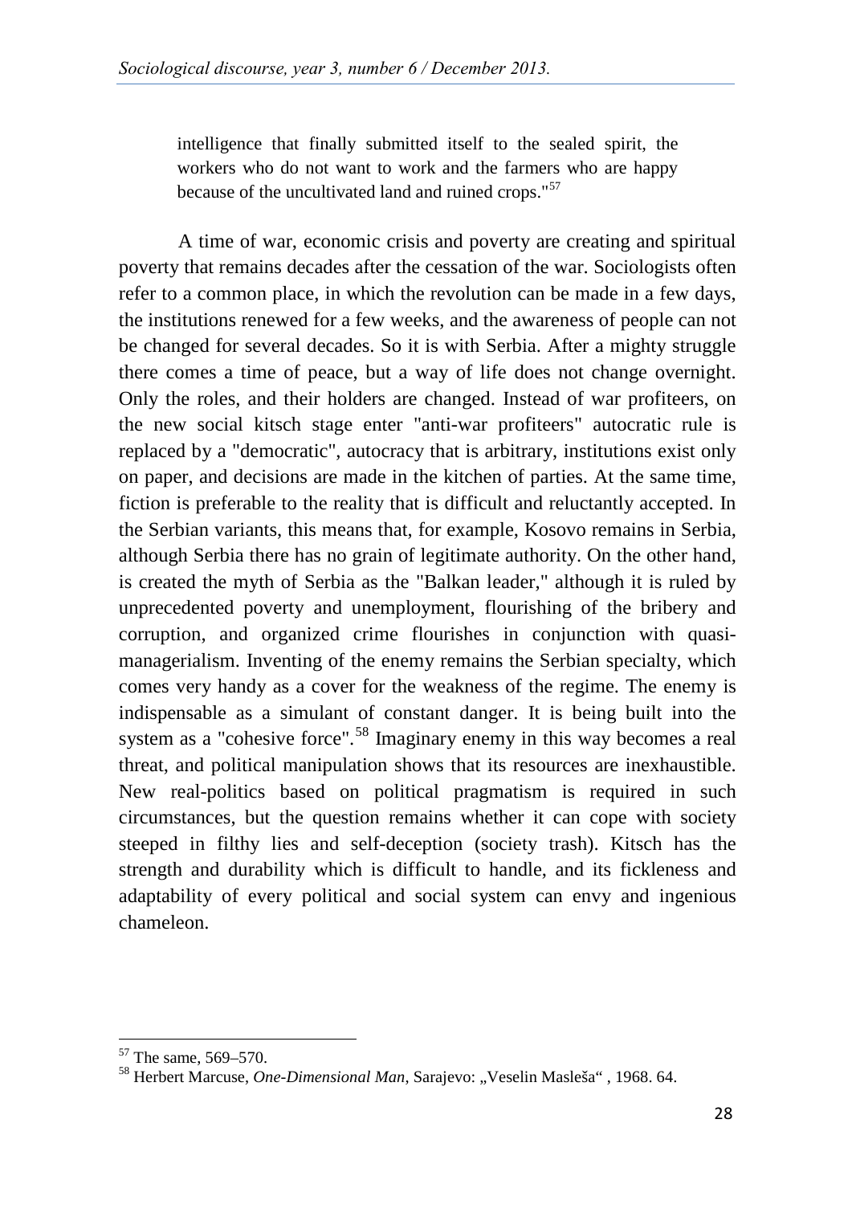> intelligence that finally submitted itself to the sealed spirit, the workers who do not want to work and the farmers who are happy because of the uncultivated land and ruined crops."[57]

A time of war, economic crisis and poverty are creating and spiritual poverty that remains decades after the cessation of the war. Sociologists often refer to a common place, in which the revolution can be made in a few days, the institutions renewed for a few weeks, and the awareness of people can not be changed for several decades. So it is with Serbia. After a mighty struggle there comes a time of peace, but a way of life does not change overnight. Only the roles, and their holders are changed. Instead of war profiteers, on the new social kitsch stage enter "anti-war profiteers" autocratic rule is replaced by a "democratic", autocracy that is arbitrary, institutions exist only on paper, and decisions are made in the kitchen of parties. At the same time, fiction is preferable to the reality that is difficult and reluctantly accepted. In the Serbian variants, this means that, for example, Kosovo remains in Serbia, although Serbia there has no grain of legitimate authority. On the other hand, is created the myth of Serbia as the "Balkan leader," although it is ruled by unprecedented poverty and unemployment, flourishing of the bribery and corruption, and organized crime flourishes in conjunction with quasi-managerialism. Inventing of the enemy remains the Serbian specialty, which comes very handy as a cover for the weakness of the regime. The enemy is indispensable as a simulant of constant danger. It is being built into the system as a "cohesive force".[58] Imaginary enemy in this way becomes a real threat, and political manipulation shows that its resources are inexhaustible. New real-politics based on political pragmatism is required in such circumstances, but the question remains whether it can cope with society steeped in filthy lies and self-deception (society trash). Kitsch has the strength and durability which is difficult to handle, and its fickleness and adaptability of every political and social system can envy and ingenious chameleon.

---

[57] The same, 569–570.

[58] Herbert Marcuse, *One-Dimensional Man*, Sarajevo: „Veselin Masleša“ , 1968. 64.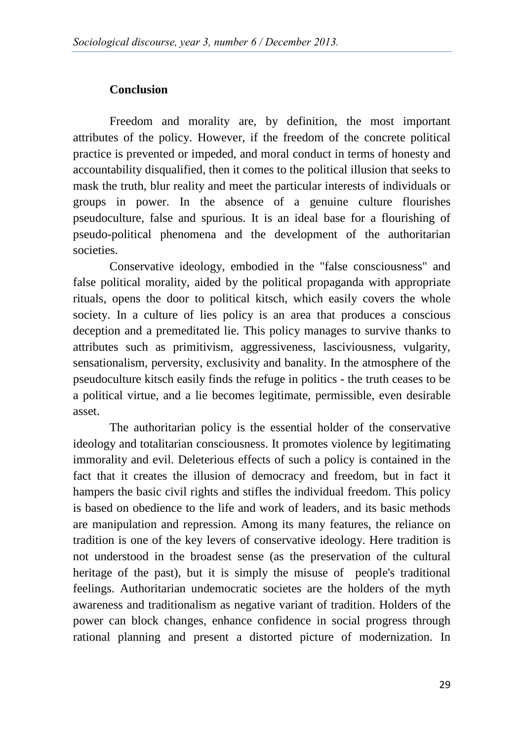## Conclusion

Freedom and morality are, by definition, the most important attributes of the policy. However, if the freedom of the concrete political practice is prevented or impeded, and moral conduct in terms of honesty and accountability disqualified, then it comes to the political illusion that seeks to mask the truth, blur reality and meet the particular interests of individuals or groups in power. In the absence of a genuine culture flourishes pseudoculture, false and spurious. It is an ideal base for a flourishing of pseudo-political phenomena and the development of the authoritarian societies.

Conservative ideology, embodied in the "false consciousness" and false political morality, aided by the political propaganda with appropriate rituals, opens the door to political kitsch, which easily covers the whole society. In a culture of lies policy is an area that produces a conscious deception and a premeditated lie. This policy manages to survive thanks to attributes such as primitivism, aggressiveness, lasciviousness, vulgarity, sensationalism, perversity, exclusivity and banality. In the atmosphere of the pseudoculture kitsch easily finds the refuge in politics - the truth ceases to be a political virtue, and a lie becomes legitimate, permissible, even desirable asset.

The authoritarian policy is the essential holder of the conservative ideology and totalitarian consciousness. It promotes violence by legitimating immorality and evil. Deleterious effects of such a policy is contained in the fact that it creates the illusion of democracy and freedom, but in fact it hampers the basic civil rights and stifles the individual freedom. This policy is based on obedience to the life and work of leaders, and its basic methods are manipulation and repression. Among its many features, the reliance on tradition is one of the key levers of conservative ideology. Here tradition is not understood in the broadest sense (as the preservation of the cultural heritage of the past), but it is simply the misuse of people's traditional feelings. Authoritarian undemocratic societes are the holders of the myth awareness and traditionalism as negative variant of tradition. Holders of the power can block changes, enhance confidence in social progress through rational planning and present a distorted picture of modernization. In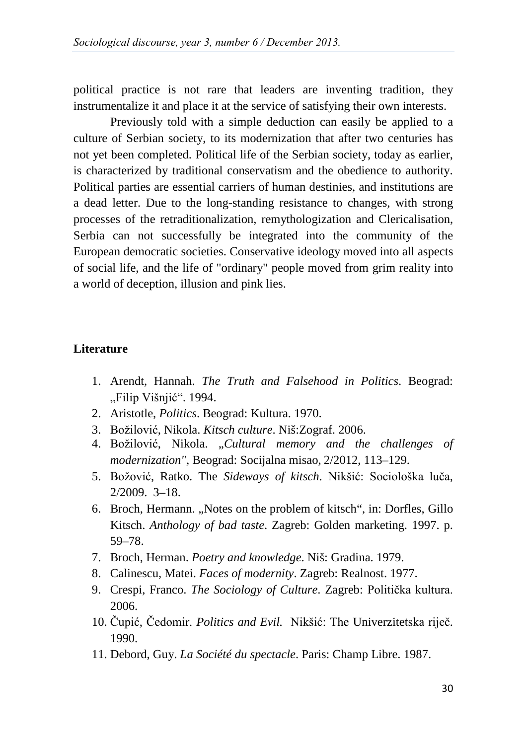political practice is not rare that leaders are inventing tradition, they instrumentalize it and place it at the service of satisfying their own interests.

Previously told with a simple deduction can easily be applied to a culture of Serbian society, to its modernization that after two centuries has not yet been completed. Political life of the Serbian society, today as earlier, is characterized by traditional conservatism and the obedience to authority. Political parties are essential carriers of human destinies, and institutions are a dead letter. Due to the long-standing resistance to changes, with strong processes of the retraditionalization, remythologization and Clericalisation, Serbia can not successfully be integrated into the community of the European democratic societies. Conservative ideology moved into all aspects of social life, and the life of "ordinary" people moved from grim reality into a world of deception, illusion and pink lies.

**Literature**

1. Arendt, Hannah. *The Truth and Falsehood in Politics*. Beograd: „Filip Višnjić“. 1994.
2. Aristotle, *Politics*. Beograd: Kultura. 1970.
3. Božilović, Nikola. *Kitsch culture*. Niš:Zograf. 2006.
4. Božilović, Nikola. „*Cultural memory and the challenges of modernization"*, Beograd: Socijalna misao, 2/2012, 113–129.
5. Božović, Ratko. The *Sideways of kitsch*. Nikšić: Sociološka luča, 2/2009. 3–18.
6. Broch, Hermann. „Notes on the problem of kitsch“, in: Dorfles, Gillo Kitsch. *Anthology of bad taste*. Zagreb: Golden marketing. 1997. p. 59–78.
7. Broch, Herman. *Poetry and knowledge*. Niš: Gradina. 1979.
8. Calinescu, Matei. *Faces of modernity*. Zagreb: Realnost. 1977.
9. Crespi, Franco. *The Sociology of Culture*. Zagreb: Politička kultura. 2006.
10. Čupić, Čedomir. *Politics and Evil.* Nikšić: The Univerzitetska riječ. 1990.
11. Debord, Guy. *La Société du spectacle*. Paris: Champ Libre. 1987.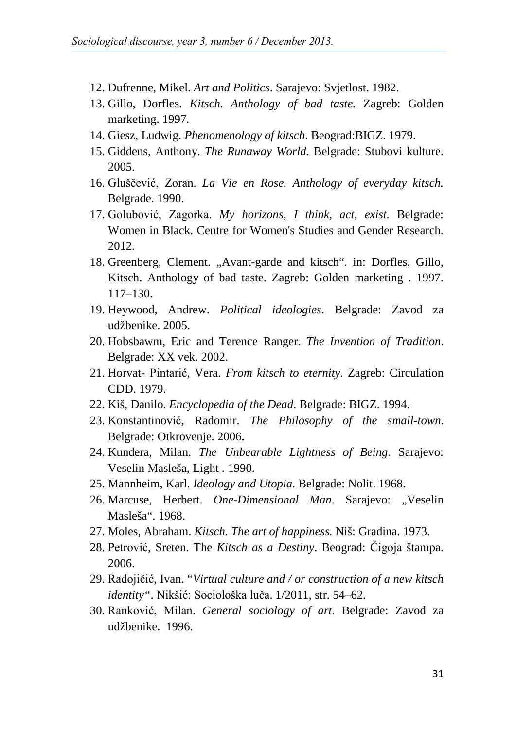12. Dufrenne, Mikel. *Art and Politics*. Sarajevo: Svjetlost. 1982.
13. Gillo, Dorfles. *Kitsch. Anthology of bad taste.* Zagreb: Golden marketing. 1997.
14. Giesz, Ludwig. *Phenomenology of kitsch*. Beograd:BIGZ. 1979.
15. Giddens, Anthony. *The Runaway World*. Belgrade: Stubovi kulture. 2005.
16. Gluščević, Zoran. *La Vie en Rose. Anthology of everyday kitsch.* Belgrade. 1990.
17. Golubović, Zagorka. *My horizons, I think, act, exist.* Belgrade: Women in Black. Centre for Women's Studies and Gender Research. 2012.
18. Greenberg, Clement. „Avant-garde and kitsch". in: Dorfles, Gillo, Kitsch. Anthology of bad taste. Zagreb: Golden marketing . 1997. 117–130.
19. Heywood, Andrew. *Political ideologies*. Belgrade: Zavod za udžbenike. 2005.
20. Hobsbawm, Eric and Terence Ranger. *The Invention of Tradition*. Belgrade: XX vek. 2002.
21. Horvat- Pintarić, Vera. *From kitsch to eternity*. Zagreb: Circulation CDD. 1979.
22. Kiš, Danilo. *Encyclopedia of the Dead*. Belgrade: BIGZ. 1994.
23. Konstantinović, Radomir. *The Philosophy of the small-town*. Belgrade: Otkrovenje. 2006.
24. Kundera, Milan. *The Unbearable Lightness of Being*. Sarajevo: Veselin Masleša, Light . 1990.
25. Mannheim, Karl. *Ideology and Utopia*. Belgrade: Nolit. 1968.
26. Marcuse, Herbert. *One-Dimensional Man*. Sarajevo: „Veselin Masleša". 1968.
27. Moles, Abraham. *Kitsch. The art of happiness.* Niš: Gradina. 1973.
28. Petrović, Sreten. The *Kitsch as a Destiny*. Beograd: Čigoja štampa. 2006.
29. Radojičić, Ivan. "*Virtual culture and / or construction of a new kitsch identity"*. Nikšić: Sociološka luča. 1/2011, str. 54–62.
30. Ranković, Milan. *General sociology of art*. Belgrade: Zavod za udžbenike. 1996.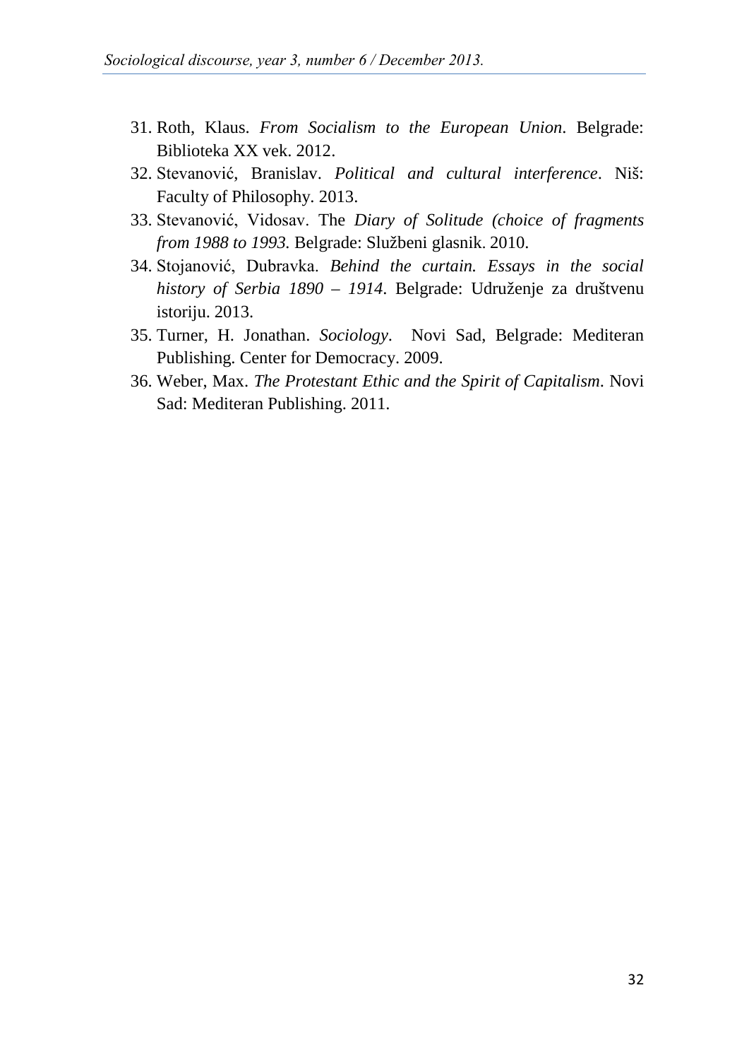31. Roth, Klaus. *From Socialism to the European Union*. Belgrade: Biblioteka XX vek. 2012.
32. Stevanović, Branislav. *Political and cultural interference*. Niš: Faculty of Philosophy. 2013.
33. Stevanović, Vidosav. The *Diary of Solitude (choice of fragments from 1988 to 1993.* Belgrade: Službeni glasnik. 2010.
34. Stojanović, Dubravka. *Behind the curtain. Essays in the social history of Serbia 1890 – 1914*. Belgrade: Udruženje za društvenu istoriju. 2013.
35. Turner, H. Jonathan. *Sociology*. Novi Sad, Belgrade: Mediteran Publishing. Center for Democracy. 2009.
36. Weber, Max. *The Protestant Ethic and the Spirit of Capitalism*. Novi Sad: Mediteran Publishing. 2011.